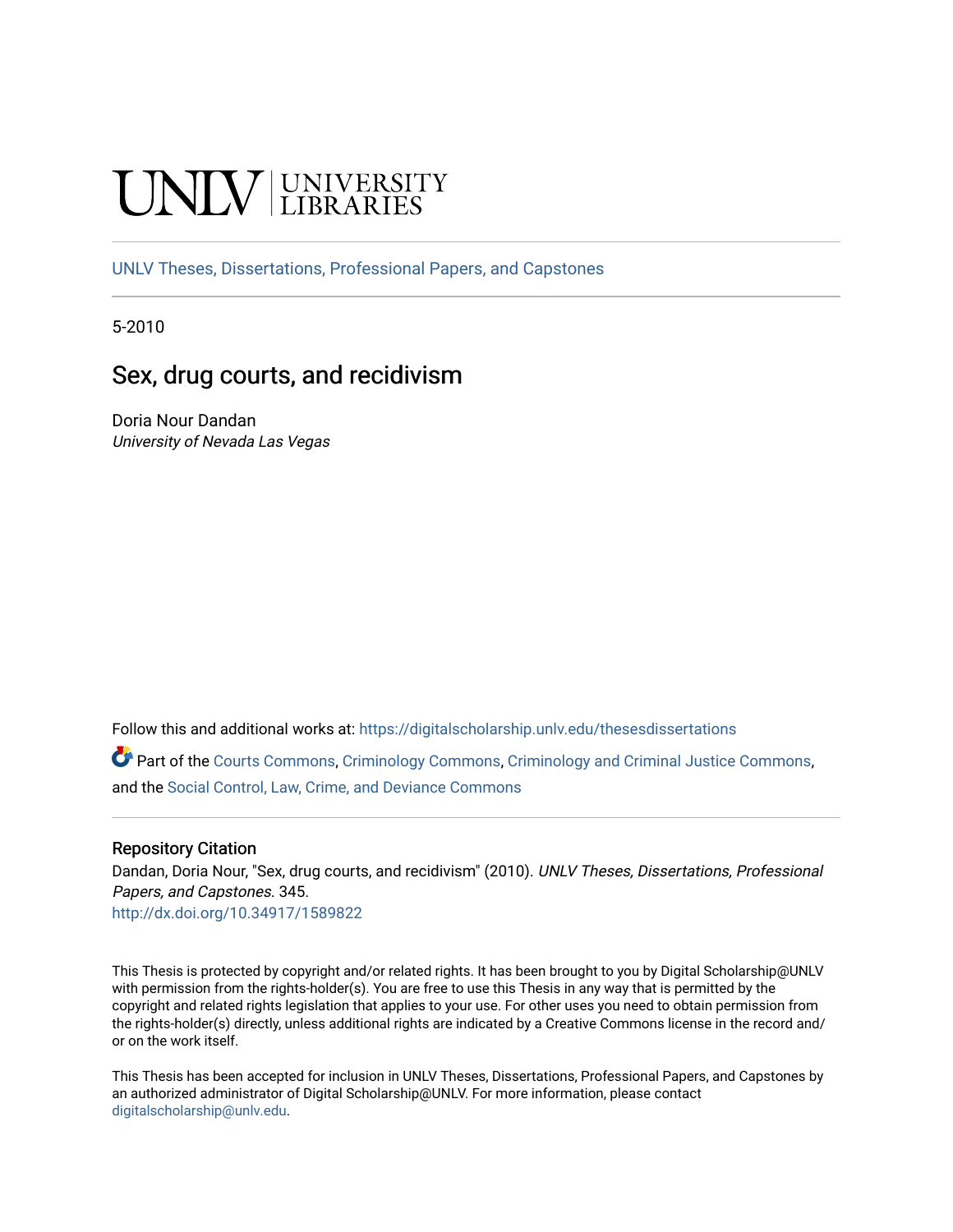UNLV | UNIVERSITY LIBRARIES

UNLV Theses, Dissertations, Professional Papers, and Capstones

5-2010

# Sex, drug courts, and recidivism

Doria Nour Dandan
*University of Nevada Las Vegas*

Follow this and additional works at: https://digitalscholarship.unlv.edu/thesesdissertations

Part of the Courts Commons, Criminology Commons, Criminology and Criminal Justice Commons, and the Social Control, Law, Crime, and Deviance Commons

### Repository Citation

Dandan, Doria Nour, "Sex, drug courts, and recidivism" (2010). *UNLV Theses, Dissertations, Professional Papers, and Capstones*. 345.
http://dx.doi.org/10.34917/1589822

This Thesis is protected by copyright and/or related rights. It has been brought to you by Digital Scholarship@UNLV with permission from the rights-holder(s). You are free to use this Thesis in any way that is permitted by the copyright and related rights legislation that applies to your use. For other uses you need to obtain permission from the rights-holder(s) directly, unless additional rights are indicated by a Creative Commons license in the record and/or on the work itself.

This Thesis has been accepted for inclusion in UNLV Theses, Dissertations, Professional Papers, and Capstones by an authorized administrator of Digital Scholarship@UNLV. For more information, please contact digitalscholarship@unlv.edu.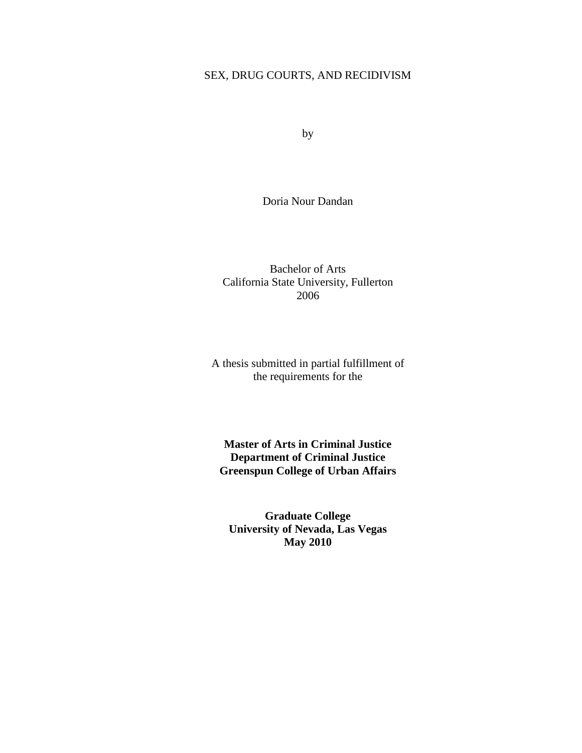SEX, DRUG COURTS, AND RECIDIVISM

by

Doria Nour Dandan

Bachelor of Arts
California State University, Fullerton
2006

A thesis submitted in partial fulfillment of
the requirements for the

**Master of Arts in Criminal Justice**
**Department of Criminal Justice**
**Greenspun College of Urban Affairs**

**Graduate College**
**University of Nevada, Las Vegas**
**May 2010**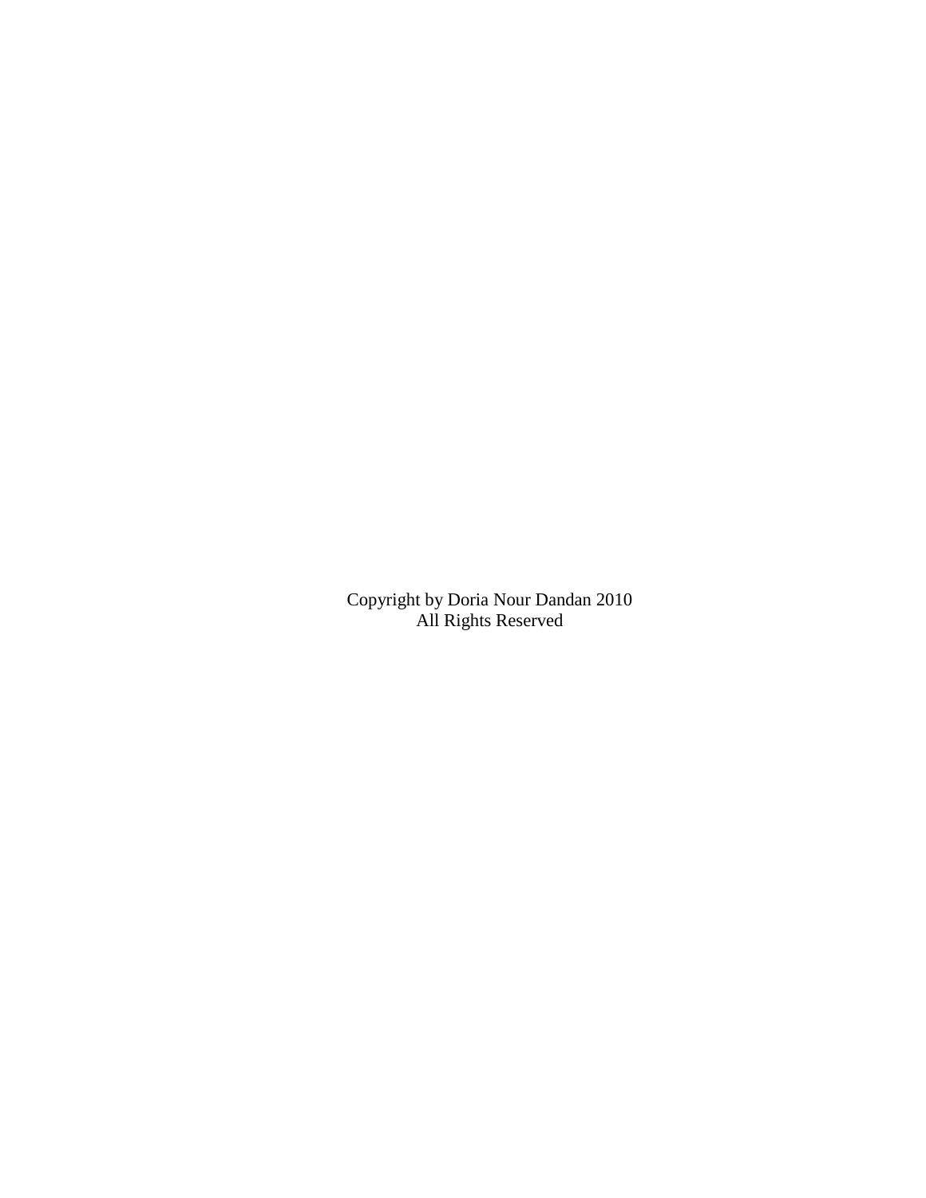Copyright by Doria Nour Dandan 2010
All Rights Reserved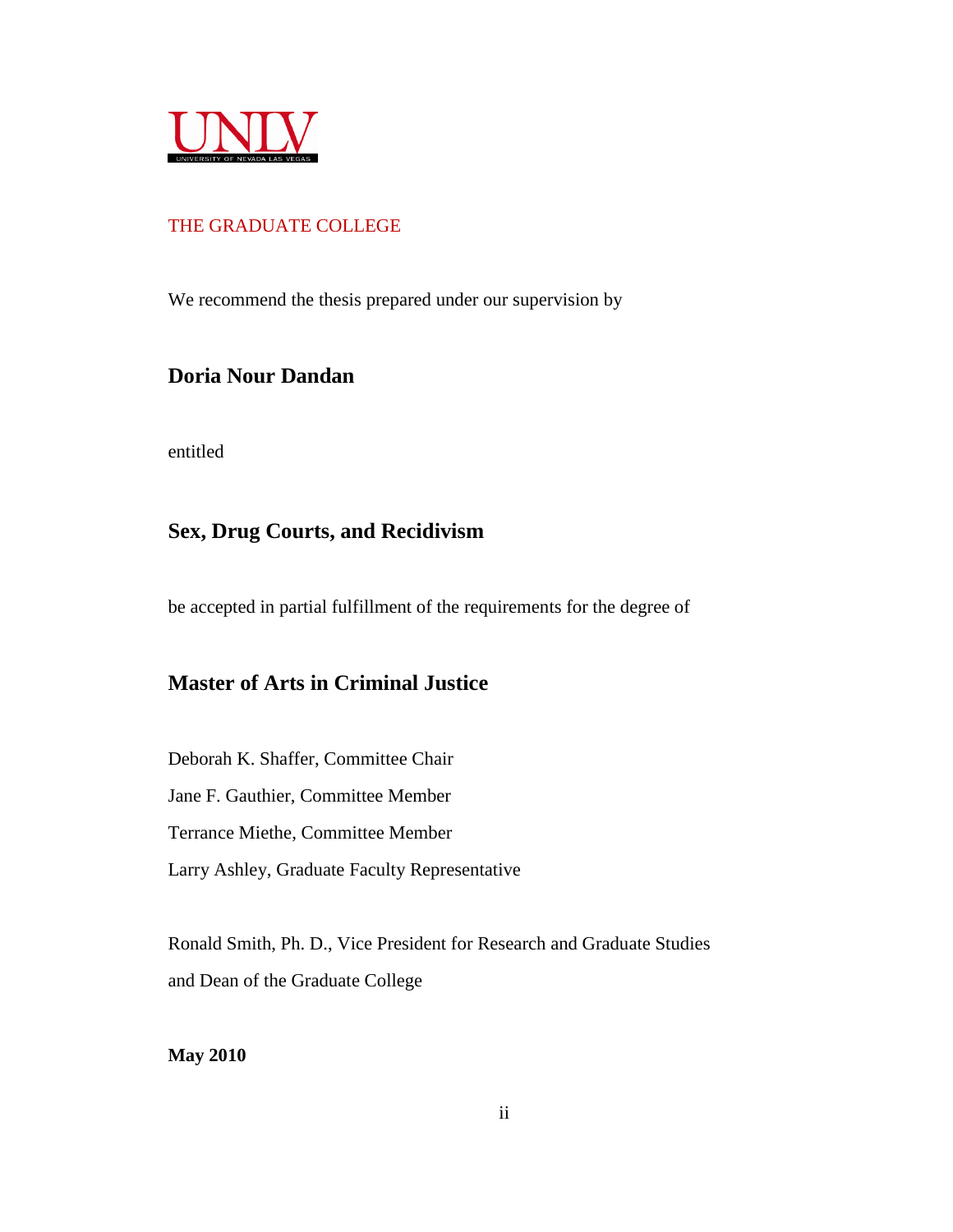UNLV

UNIVERSITY OF NEVADA LAS VEGAS

THE GRADUATE COLLEGE

We recommend the thesis prepared under our supervision by

**Doria Nour Dandan**

entitled

**Sex, Drug Courts, and Recidivism**

be accepted in partial fulfillment of the requirements for the degree of

**Master of Arts in Criminal Justice**

Deborah K. Shaffer, Committee Chair

Jane F. Gauthier, Committee Member

Terrance Miethe, Committee Member

Larry Ashley, Graduate Faculty Representative

Ronald Smith, Ph. D., Vice President for Research and Graduate Studies and Dean of the Graduate College

**May 2010**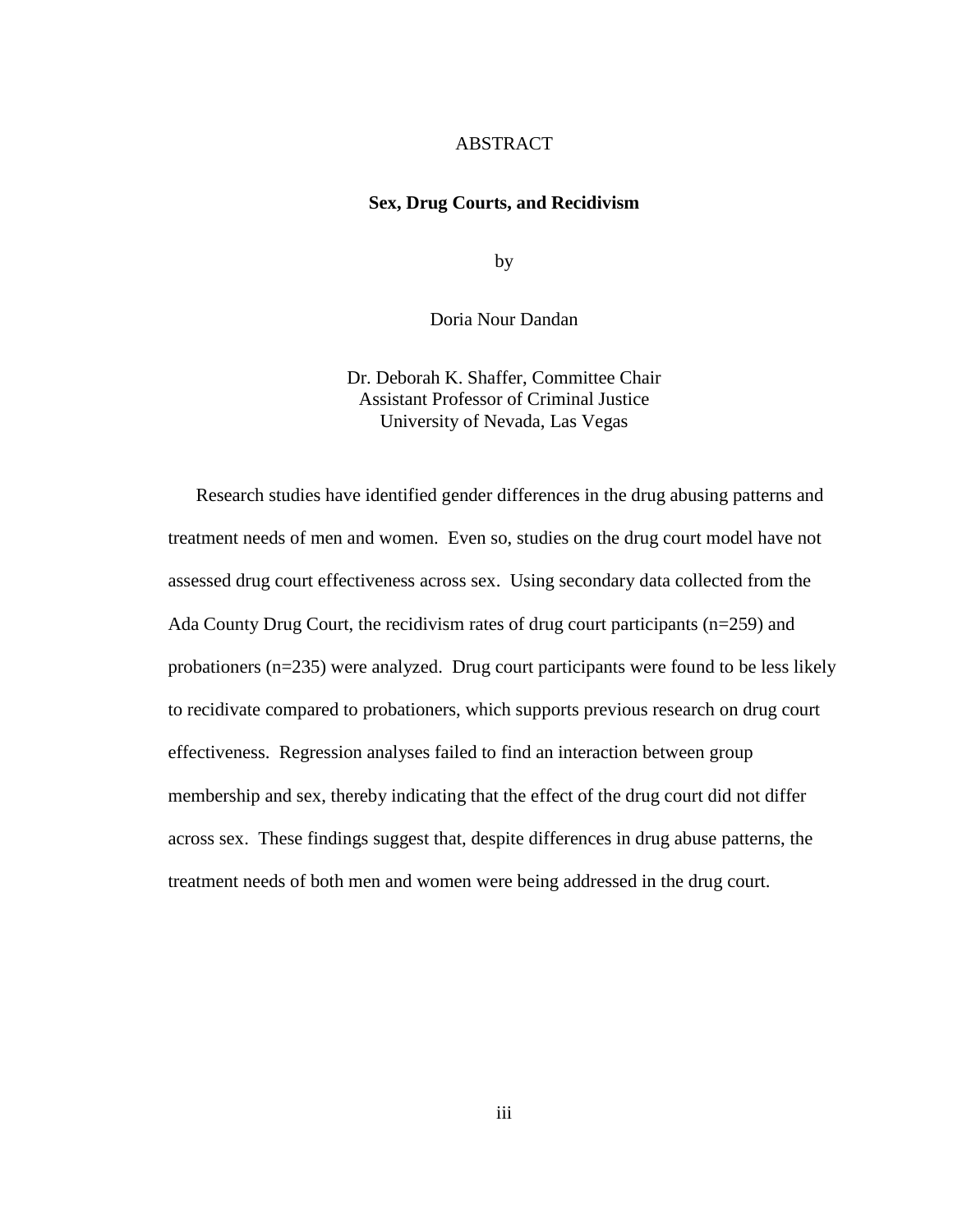# ABSTRACT

## Sex, Drug Courts, and Recidivism

by

Doria Nour Dandan

Dr. Deborah K. Shaffer, Committee Chair
Assistant Professor of Criminal Justice
University of Nevada, Las Vegas

Research studies have identified gender differences in the drug abusing patterns and treatment needs of men and women. Even so, studies on the drug court model have not assessed drug court effectiveness across sex. Using secondary data collected from the Ada County Drug Court, the recidivism rates of drug court participants (n=259) and probationers (n=235) were analyzed. Drug court participants were found to be less likely to recidivate compared to probationers, which supports previous research on drug court effectiveness. Regression analyses failed to find an interaction between group membership and sex, thereby indicating that the effect of the drug court did not differ across sex. These findings suggest that, despite differences in drug abuse patterns, the treatment needs of both men and women were being addressed in the drug court.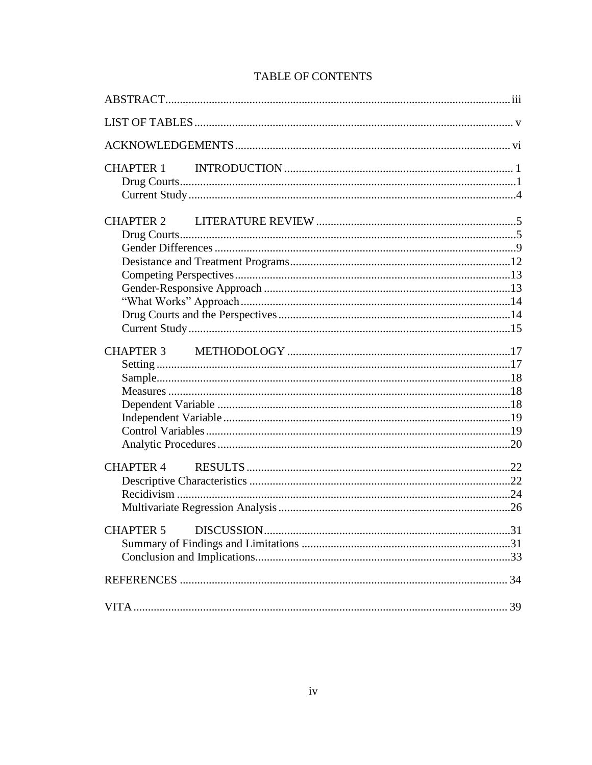# TABLE OF CONTENTS

ABSTRACT ..... iii

LIST OF TABLES ..... v

ACKNOWLEDGEMENTS ..... vi

CHAPTER 1 INTRODUCTION ..... 1
- Drug Courts ..... 1
- Current Study ..... 4

CHAPTER 2 LITERATURE REVIEW ..... 5
- Drug Courts ..... 5
- Gender Differences ..... 9
- Desistance and Treatment Programs ..... 12
- Competing Perspectives ..... 13
- Gender-Responsive Approach ..... 13
- "What Works" Approach ..... 14
- Drug Courts and the Perspectives ..... 14
- Current Study ..... 15

CHAPTER 3 METHODOLOGY ..... 17
- Setting ..... 17
- Sample ..... 18
- Measures ..... 18
- Dependent Variable ..... 18
- Independent Variable ..... 19
- Control Variables ..... 19
- Analytic Procedures ..... 20

CHAPTER 4 RESULTS ..... 22
- Descriptive Characteristics ..... 22
- Recidivism ..... 24
- Multivariate Regression Analysis ..... 26

CHAPTER 5 DISCUSSION ..... 31
- Summary of Findings and Limitations ..... 31
- Conclusion and Implications ..... 33

REFERENCES ..... 34

VITA ..... 39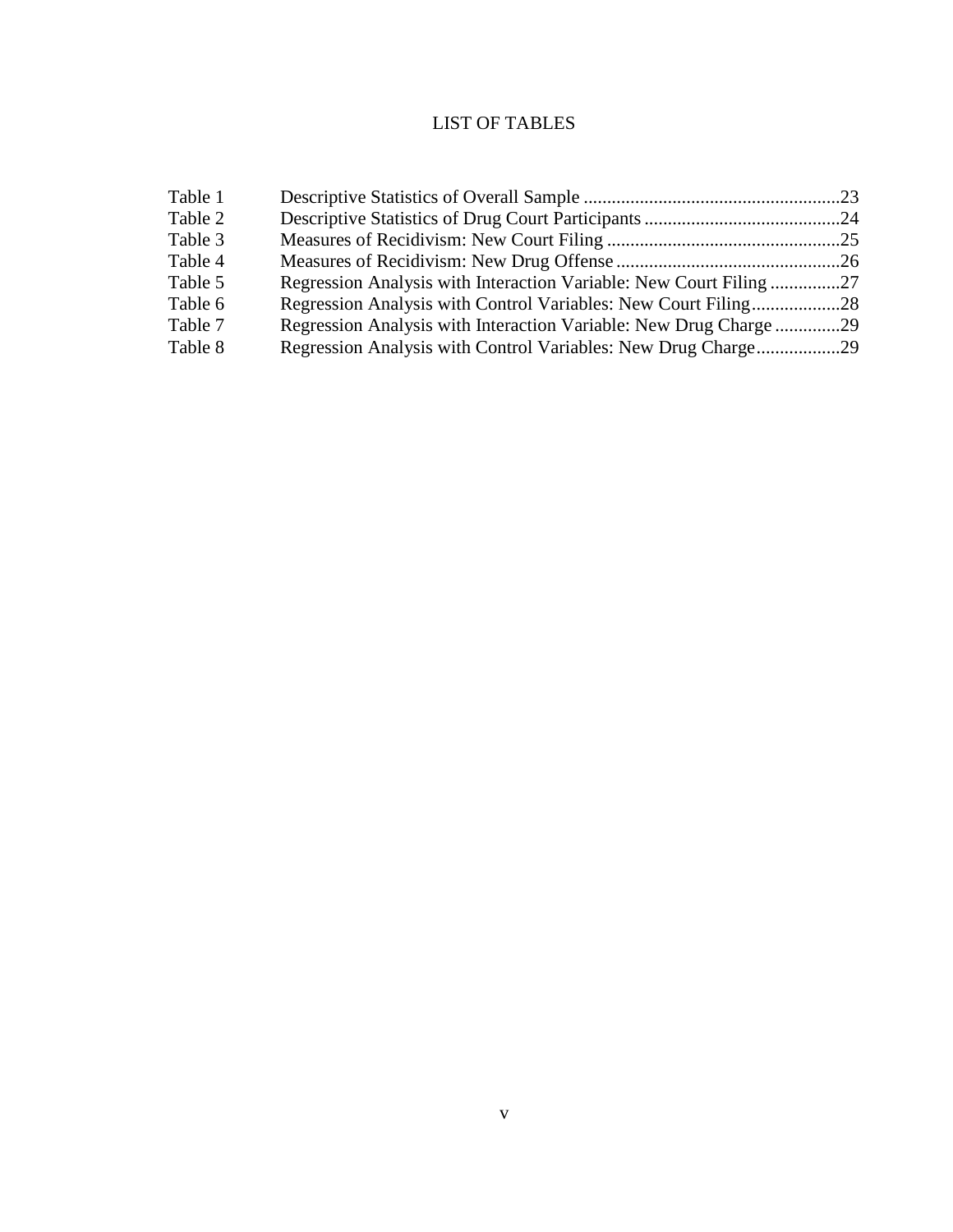# LIST OF TABLES

| | | |
|---|---|---|
| Table 1 | Descriptive Statistics of Overall Sample | 23 |
| Table 2 | Descriptive Statistics of Drug Court Participants | 24 |
| Table 3 | Measures of Recidivism: New Court Filing | 25 |
| Table 4 | Measures of Recidivism: New Drug Offense | 26 |
| Table 5 | Regression Analysis with Interaction Variable: New Court Filing | 27 |
| Table 6 | Regression Analysis with Control Variables: New Court Filing | 28 |
| Table 7 | Regression Analysis with Interaction Variable: New Drug Charge | 29 |
| Table 8 | Regression Analysis with Control Variables: New Drug Charge | 29 |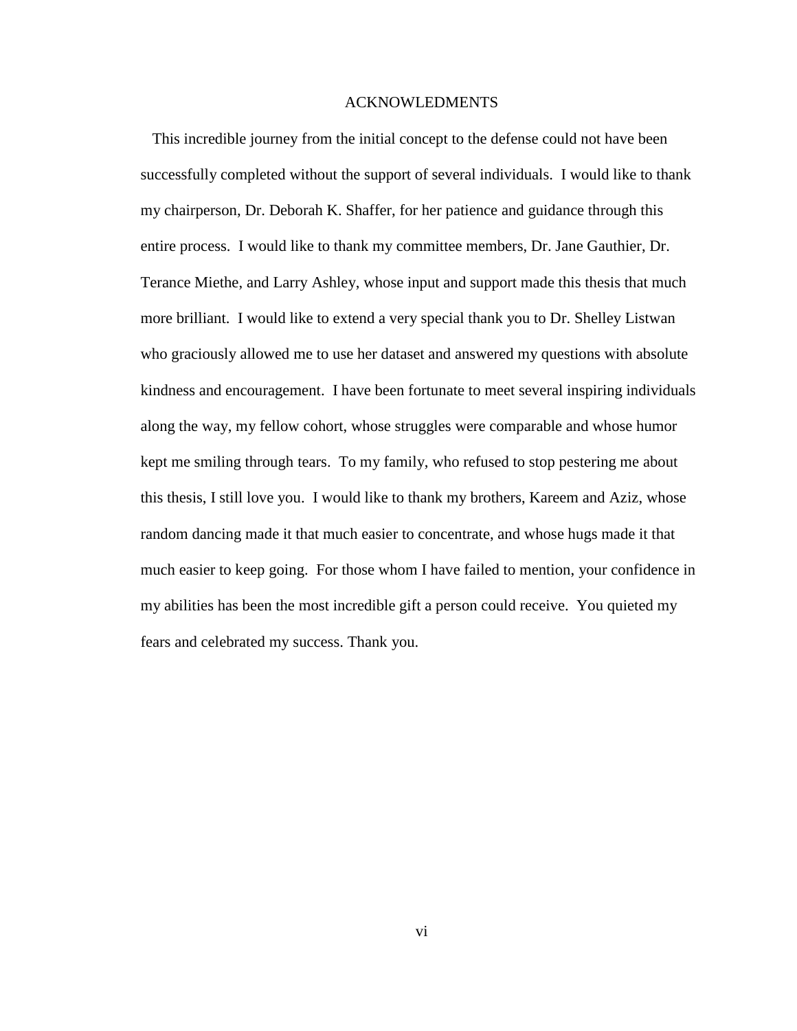# ACKNOWLEDMENTS

This incredible journey from the initial concept to the defense could not have been successfully completed without the support of several individuals. I would like to thank my chairperson, Dr. Deborah K. Shaffer, for her patience and guidance through this entire process. I would like to thank my committee members, Dr. Jane Gauthier, Dr. Terance Miethe, and Larry Ashley, whose input and support made this thesis that much more brilliant. I would like to extend a very special thank you to Dr. Shelley Listwan who graciously allowed me to use her dataset and answered my questions with absolute kindness and encouragement. I have been fortunate to meet several inspiring individuals along the way, my fellow cohort, whose struggles were comparable and whose humor kept me smiling through tears. To my family, who refused to stop pestering me about this thesis, I still love you. I would like to thank my brothers, Kareem and Aziz, whose random dancing made it that much easier to concentrate, and whose hugs made it that much easier to keep going. For those whom I have failed to mention, your confidence in my abilities has been the most incredible gift a person could receive. You quieted my fears and celebrated my success. Thank you.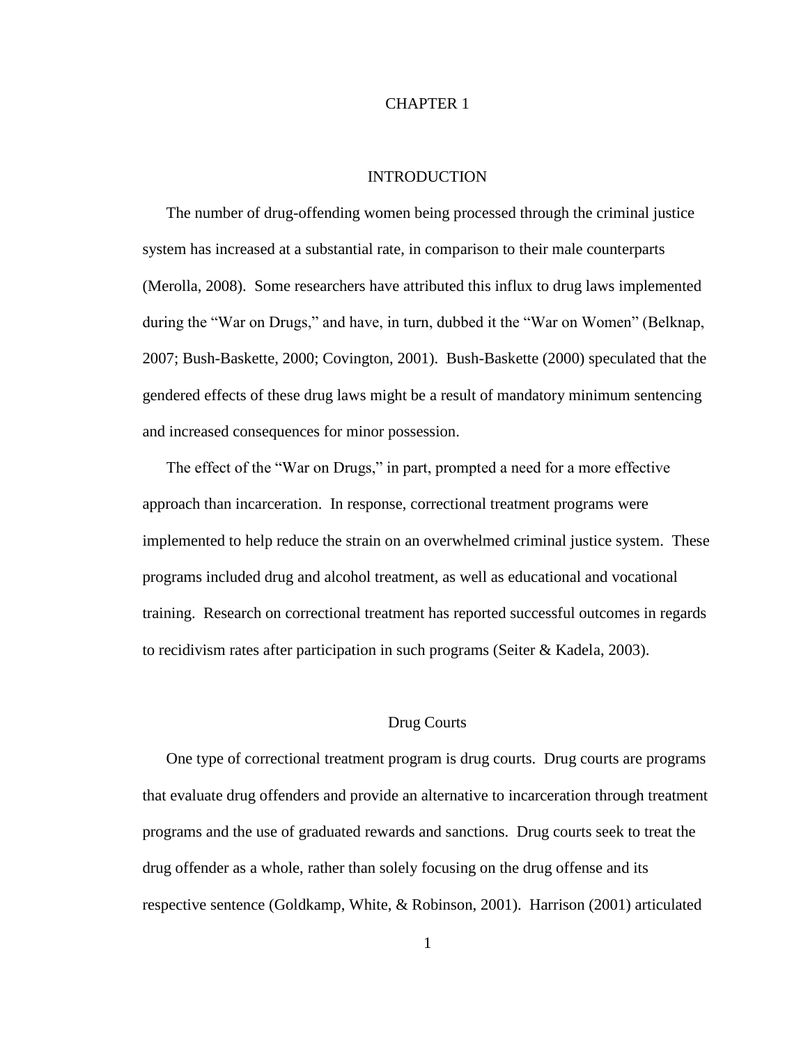# CHAPTER 1

## INTRODUCTION

The number of drug-offending women being processed through the criminal justice system has increased at a substantial rate, in comparison to their male counterparts (Merolla, 2008). Some researchers have attributed this influx to drug laws implemented during the "War on Drugs," and have, in turn, dubbed it the "War on Women" (Belknap, 2007; Bush-Baskette, 2000; Covington, 2001). Bush-Baskette (2000) speculated that the gendered effects of these drug laws might be a result of mandatory minimum sentencing and increased consequences for minor possession.

The effect of the "War on Drugs," in part, prompted a need for a more effective approach than incarceration. In response, correctional treatment programs were implemented to help reduce the strain on an overwhelmed criminal justice system. These programs included drug and alcohol treatment, as well as educational and vocational training. Research on correctional treatment has reported successful outcomes in regards to recidivism rates after participation in such programs (Seiter & Kadela, 2003).

### Drug Courts

One type of correctional treatment program is drug courts. Drug courts are programs that evaluate drug offenders and provide an alternative to incarceration through treatment programs and the use of graduated rewards and sanctions. Drug courts seek to treat the drug offender as a whole, rather than solely focusing on the drug offense and its respective sentence (Goldkamp, White, & Robinson, 2001). Harrison (2001) articulated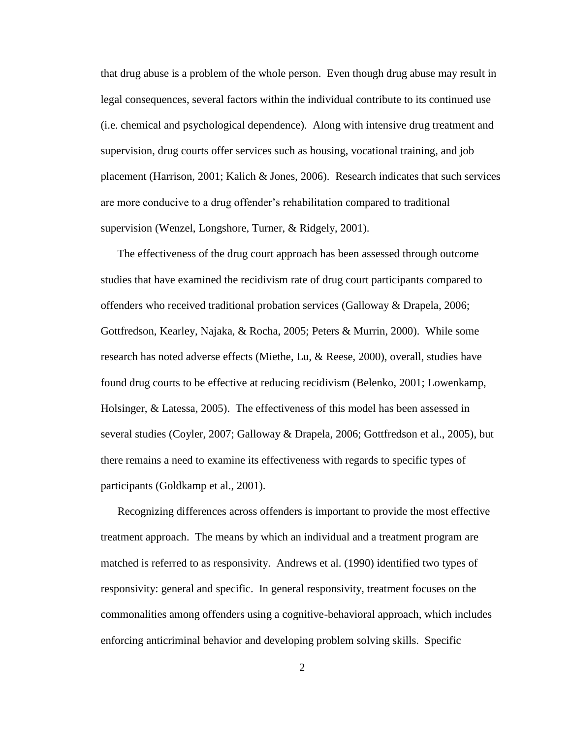that drug abuse is a problem of the whole person. Even though drug abuse may result in legal consequences, several factors within the individual contribute to its continued use (i.e. chemical and psychological dependence). Along with intensive drug treatment and supervision, drug courts offer services such as housing, vocational training, and job placement (Harrison, 2001; Kalich & Jones, 2006). Research indicates that such services are more conducive to a drug offender's rehabilitation compared to traditional supervision (Wenzel, Longshore, Turner, & Ridgely, 2001).

The effectiveness of the drug court approach has been assessed through outcome studies that have examined the recidivism rate of drug court participants compared to offenders who received traditional probation services (Galloway & Drapela, 2006; Gottfredson, Kearley, Najaka, & Rocha, 2005; Peters & Murrin, 2000). While some research has noted adverse effects (Miethe, Lu, & Reese, 2000), overall, studies have found drug courts to be effective at reducing recidivism (Belenko, 2001; Lowenkamp, Holsinger, & Latessa, 2005). The effectiveness of this model has been assessed in several studies (Coyler, 2007; Galloway & Drapela, 2006; Gottfredson et al., 2005), but there remains a need to examine its effectiveness with regards to specific types of participants (Goldkamp et al., 2001).

Recognizing differences across offenders is important to provide the most effective treatment approach. The means by which an individual and a treatment program are matched is referred to as responsivity. Andrews et al. (1990) identified two types of responsivity: general and specific. In general responsivity, treatment focuses on the commonalities among offenders using a cognitive-behavioral approach, which includes enforcing anticriminal behavior and developing problem solving skills. Specific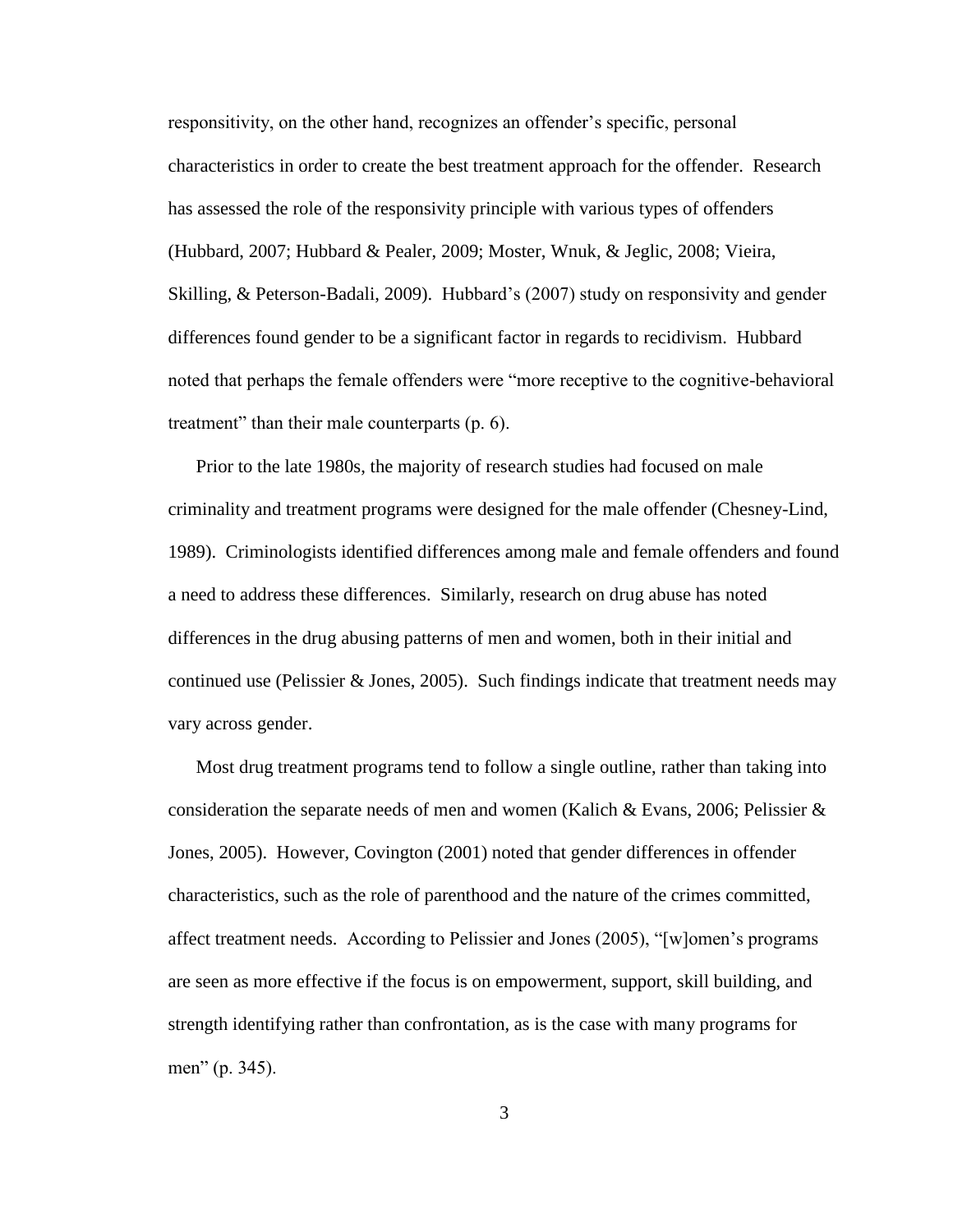responsivity, on the other hand, recognizes an offender's specific, personal characteristics in order to create the best treatment approach for the offender. Research has assessed the role of the responsivity principle with various types of offenders (Hubbard, 2007; Hubbard & Pealer, 2009; Moster, Wnuk, & Jeglic, 2008; Vieira, Skilling, & Peterson-Badali, 2009). Hubbard's (2007) study on responsivity and gender differences found gender to be a significant factor in regards to recidivism. Hubbard noted that perhaps the female offenders were "more receptive to the cognitive-behavioral treatment" than their male counterparts (p. 6).

Prior to the late 1980s, the majority of research studies had focused on male criminality and treatment programs were designed for the male offender (Chesney-Lind, 1989). Criminologists identified differences among male and female offenders and found a need to address these differences. Similarly, research on drug abuse has noted differences in the drug abusing patterns of men and women, both in their initial and continued use (Pelissier & Jones, 2005). Such findings indicate that treatment needs may vary across gender.

Most drug treatment programs tend to follow a single outline, rather than taking into consideration the separate needs of men and women (Kalich & Evans, 2006; Pelissier & Jones, 2005). However, Covington (2001) noted that gender differences in offender characteristics, such as the role of parenthood and the nature of the crimes committed, affect treatment needs. According to Pelissier and Jones (2005), "[w]omen's programs are seen as more effective if the focus is on empowerment, support, skill building, and strength identifying rather than confrontation, as is the case with many programs for men" (p. 345).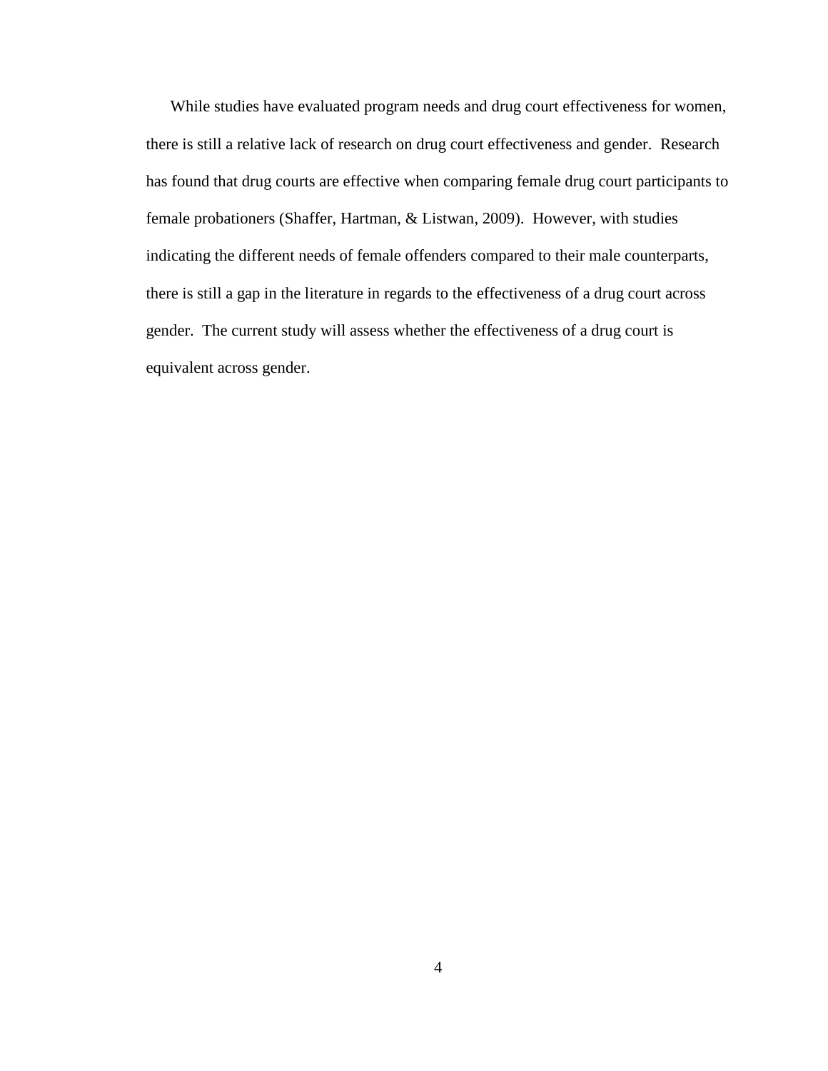While studies have evaluated program needs and drug court effectiveness for women, there is still a relative lack of research on drug court effectiveness and gender. Research has found that drug courts are effective when comparing female drug court participants to female probationers (Shaffer, Hartman, & Listwan, 2009). However, with studies indicating the different needs of female offenders compared to their male counterparts, there is still a gap in the literature in regards to the effectiveness of a drug court across gender. The current study will assess whether the effectiveness of a drug court is equivalent across gender.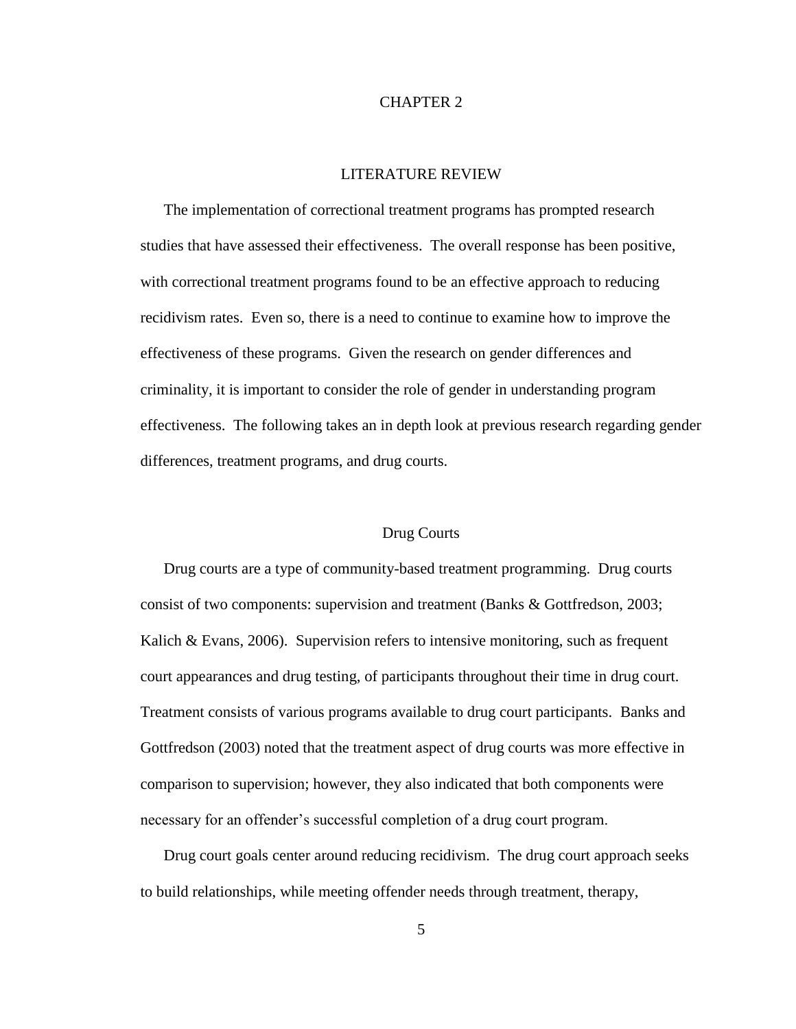# CHAPTER 2

## LITERATURE REVIEW

The implementation of correctional treatment programs has prompted research studies that have assessed their effectiveness. The overall response has been positive, with correctional treatment programs found to be an effective approach to reducing recidivism rates. Even so, there is a need to continue to examine how to improve the effectiveness of these programs. Given the research on gender differences and criminality, it is important to consider the role of gender in understanding program effectiveness. The following takes an in depth look at previous research regarding gender differences, treatment programs, and drug courts.

### Drug Courts

Drug courts are a type of community-based treatment programming. Drug courts consist of two components: supervision and treatment (Banks & Gottfredson, 2003; Kalich & Evans, 2006). Supervision refers to intensive monitoring, such as frequent court appearances and drug testing, of participants throughout their time in drug court. Treatment consists of various programs available to drug court participants. Banks and Gottfredson (2003) noted that the treatment aspect of drug courts was more effective in comparison to supervision; however, they also indicated that both components were necessary for an offender's successful completion of a drug court program.

Drug court goals center around reducing recidivism. The drug court approach seeks to build relationships, while meeting offender needs through treatment, therapy,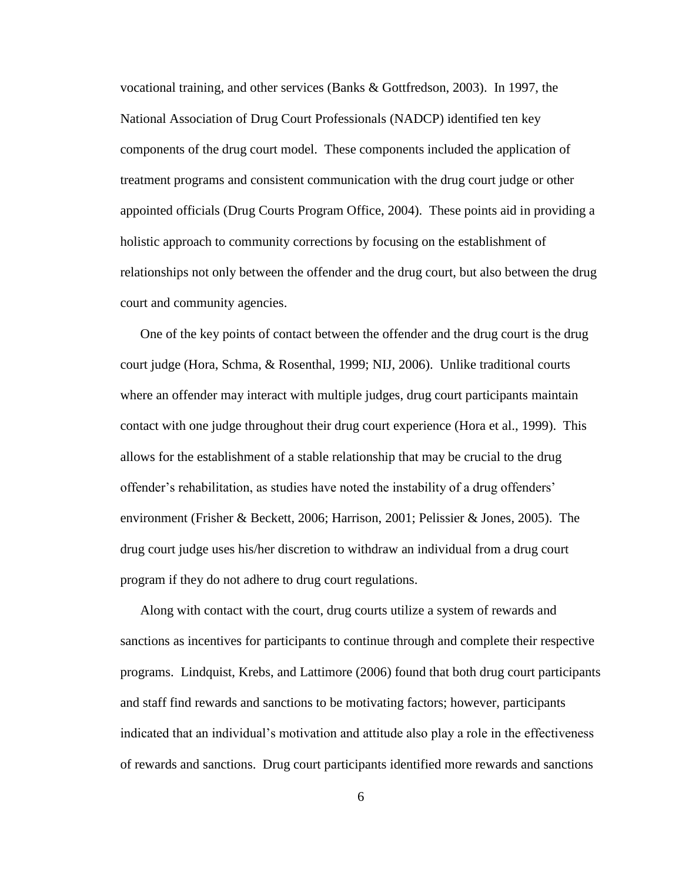vocational training, and other services (Banks & Gottfredson, 2003). In 1997, the National Association of Drug Court Professionals (NADCP) identified ten key components of the drug court model. These components included the application of treatment programs and consistent communication with the drug court judge or other appointed officials (Drug Courts Program Office, 2004). These points aid in providing a holistic approach to community corrections by focusing on the establishment of relationships not only between the offender and the drug court, but also between the drug court and community agencies.

One of the key points of contact between the offender and the drug court is the drug court judge (Hora, Schma, & Rosenthal, 1999; NIJ, 2006). Unlike traditional courts where an offender may interact with multiple judges, drug court participants maintain contact with one judge throughout their drug court experience (Hora et al., 1999). This allows for the establishment of a stable relationship that may be crucial to the drug offender's rehabilitation, as studies have noted the instability of a drug offenders' environment (Frisher & Beckett, 2006; Harrison, 2001; Pelissier & Jones, 2005). The drug court judge uses his/her discretion to withdraw an individual from a drug court program if they do not adhere to drug court regulations.

Along with contact with the court, drug courts utilize a system of rewards and sanctions as incentives for participants to continue through and complete their respective programs. Lindquist, Krebs, and Lattimore (2006) found that both drug court participants and staff find rewards and sanctions to be motivating factors; however, participants indicated that an individual's motivation and attitude also play a role in the effectiveness of rewards and sanctions. Drug court participants identified more rewards and sanctions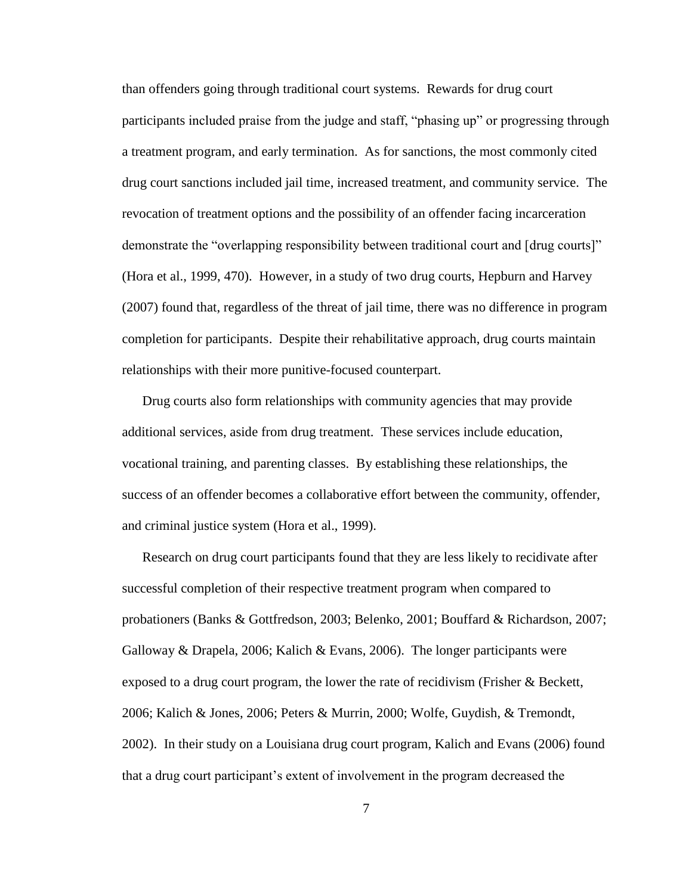than offenders going through traditional court systems. Rewards for drug court participants included praise from the judge and staff, "phasing up" or progressing through a treatment program, and early termination. As for sanctions, the most commonly cited drug court sanctions included jail time, increased treatment, and community service. The revocation of treatment options and the possibility of an offender facing incarceration demonstrate the "overlapping responsibility between traditional court and [drug courts]" (Hora et al., 1999, 470). However, in a study of two drug courts, Hepburn and Harvey (2007) found that, regardless of the threat of jail time, there was no difference in program completion for participants. Despite their rehabilitative approach, drug courts maintain relationships with their more punitive-focused counterpart.

Drug courts also form relationships with community agencies that may provide additional services, aside from drug treatment. These services include education, vocational training, and parenting classes. By establishing these relationships, the success of an offender becomes a collaborative effort between the community, offender, and criminal justice system (Hora et al., 1999).

Research on drug court participants found that they are less likely to recidivate after successful completion of their respective treatment program when compared to probationers (Banks & Gottfredson, 2003; Belenko, 2001; Bouffard & Richardson, 2007; Galloway & Drapela, 2006; Kalich & Evans, 2006). The longer participants were exposed to a drug court program, the lower the rate of recidivism (Frisher & Beckett, 2006; Kalich & Jones, 2006; Peters & Murrin, 2000; Wolfe, Guydish, & Tremondt, 2002). In their study on a Louisiana drug court program, Kalich and Evans (2006) found that a drug court participant's extent of involvement in the program decreased the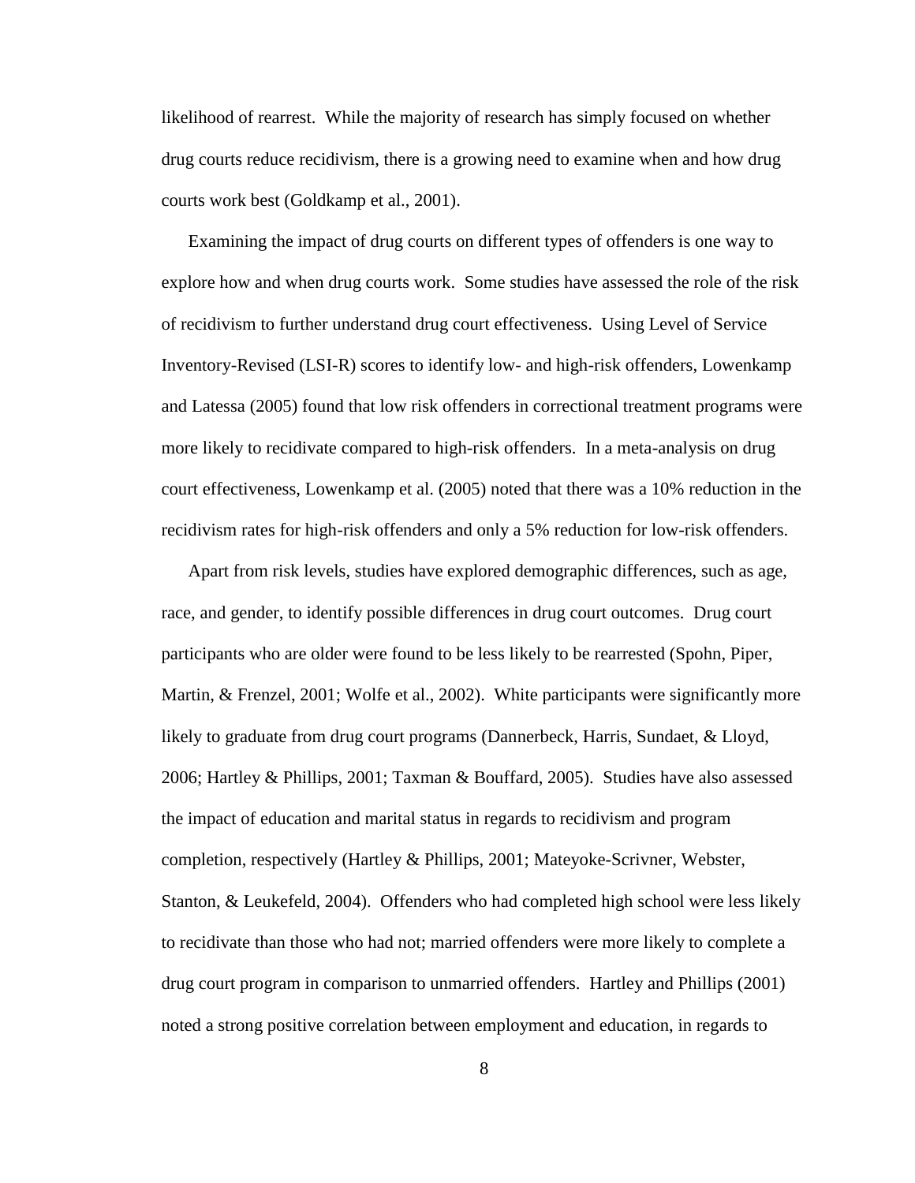likelihood of rearrest. While the majority of research has simply focused on whether drug courts reduce recidivism, there is a growing need to examine when and how drug courts work best (Goldkamp et al., 2001).

Examining the impact of drug courts on different types of offenders is one way to explore how and when drug courts work. Some studies have assessed the role of the risk of recidivism to further understand drug court effectiveness. Using Level of Service Inventory-Revised (LSI-R) scores to identify low- and high-risk offenders, Lowenkamp and Latessa (2005) found that low risk offenders in correctional treatment programs were more likely to recidivate compared to high-risk offenders. In a meta-analysis on drug court effectiveness, Lowenkamp et al. (2005) noted that there was a 10% reduction in the recidivism rates for high-risk offenders and only a 5% reduction for low-risk offenders.

Apart from risk levels, studies have explored demographic differences, such as age, race, and gender, to identify possible differences in drug court outcomes. Drug court participants who are older were found to be less likely to be rearrested (Spohn, Piper, Martin, & Frenzel, 2001; Wolfe et al., 2002). White participants were significantly more likely to graduate from drug court programs (Dannerbeck, Harris, Sundaet, & Lloyd, 2006; Hartley & Phillips, 2001; Taxman & Bouffard, 2005). Studies have also assessed the impact of education and marital status in regards to recidivism and program completion, respectively (Hartley & Phillips, 2001; Mateyoke-Scrivner, Webster, Stanton, & Leukefeld, 2004). Offenders who had completed high school were less likely to recidivate than those who had not; married offenders were more likely to complete a drug court program in comparison to unmarried offenders. Hartley and Phillips (2001) noted a strong positive correlation between employment and education, in regards to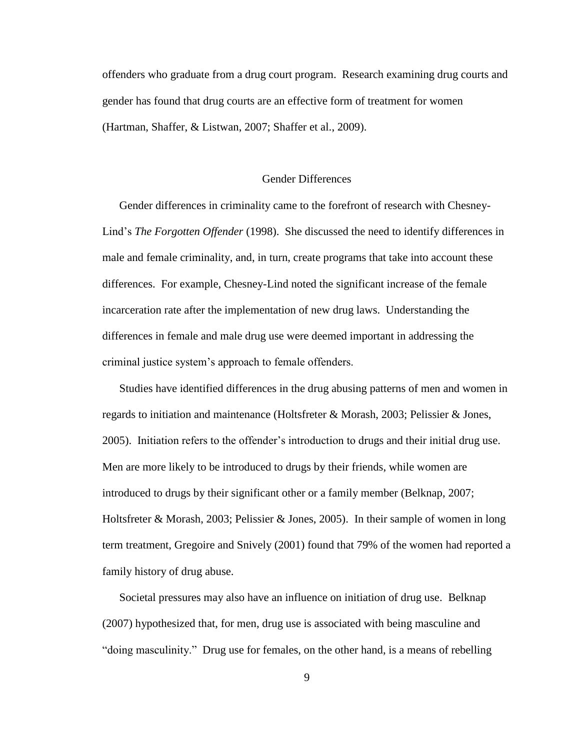offenders who graduate from a drug court program. Research examining drug courts and gender has found that drug courts are an effective form of treatment for women (Hartman, Shaffer, & Listwan, 2007; Shaffer et al., 2009).

## Gender Differences

Gender differences in criminality came to the forefront of research with Chesney-Lind's *The Forgotten Offender* (1998). She discussed the need to identify differences in male and female criminality, and, in turn, create programs that take into account these differences. For example, Chesney-Lind noted the significant increase of the female incarceration rate after the implementation of new drug laws. Understanding the differences in female and male drug use were deemed important in addressing the criminal justice system's approach to female offenders.

Studies have identified differences in the drug abusing patterns of men and women in regards to initiation and maintenance (Holtsfreter & Morash, 2003; Pelissier & Jones, 2005). Initiation refers to the offender's introduction to drugs and their initial drug use. Men are more likely to be introduced to drugs by their friends, while women are introduced to drugs by their significant other or a family member (Belknap, 2007; Holtsfreter & Morash, 2003; Pelissier & Jones, 2005). In their sample of women in long term treatment, Gregoire and Snively (2001) found that 79% of the women had reported a family history of drug abuse.

Societal pressures may also have an influence on initiation of drug use. Belknap (2007) hypothesized that, for men, drug use is associated with being masculine and "doing masculinity." Drug use for females, on the other hand, is a means of rebelling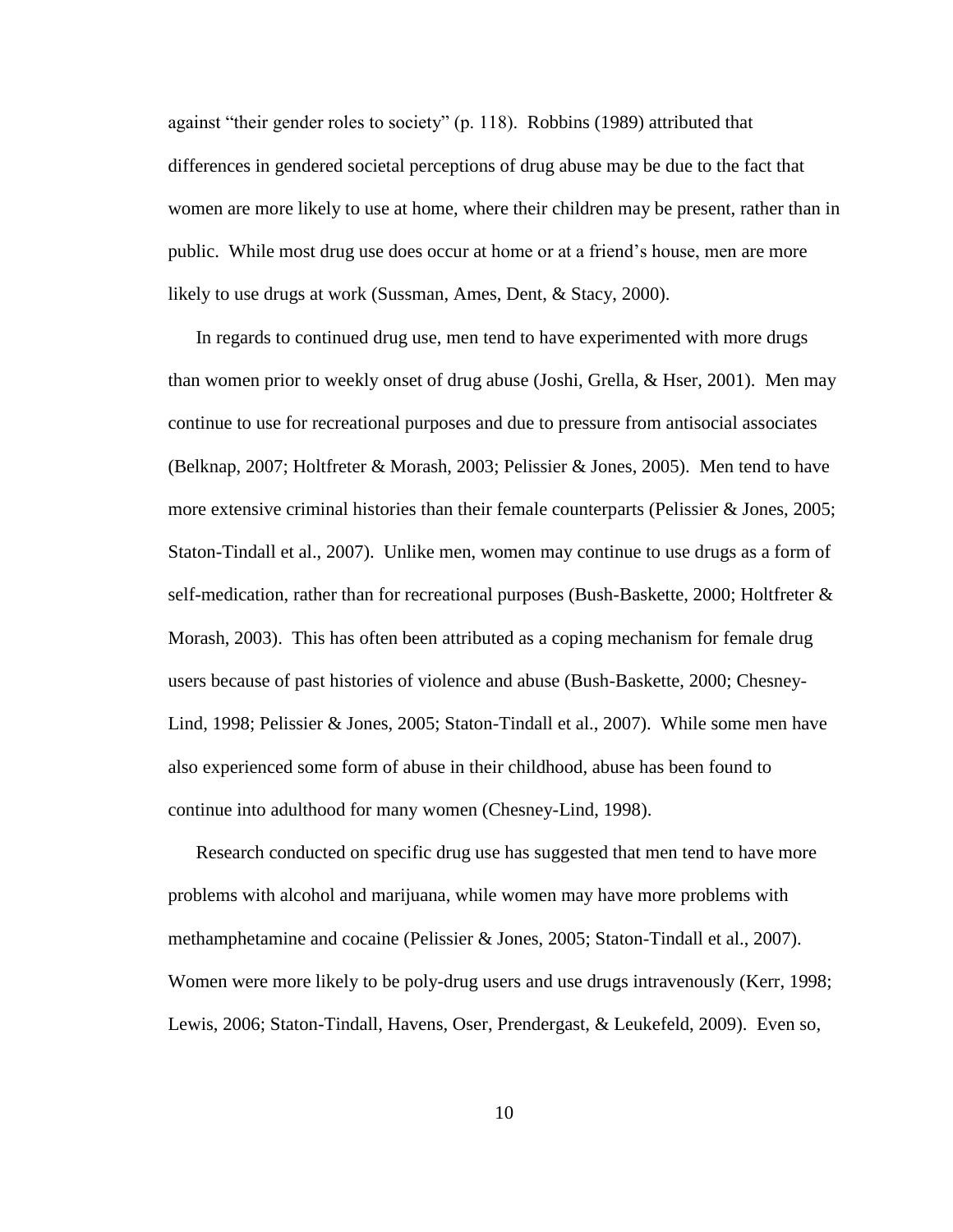against "their gender roles to society" (p. 118). Robbins (1989) attributed that differences in gendered societal perceptions of drug abuse may be due to the fact that women are more likely to use at home, where their children may be present, rather than in public. While most drug use does occur at home or at a friend's house, men are more likely to use drugs at work (Sussman, Ames, Dent, & Stacy, 2000).

In regards to continued drug use, men tend to have experimented with more drugs than women prior to weekly onset of drug abuse (Joshi, Grella, & Hser, 2001). Men may continue to use for recreational purposes and due to pressure from antisocial associates (Belknap, 2007; Holtfreter & Morash, 2003; Pelissier & Jones, 2005). Men tend to have more extensive criminal histories than their female counterparts (Pelissier & Jones, 2005; Staton-Tindall et al., 2007). Unlike men, women may continue to use drugs as a form of self-medication, rather than for recreational purposes (Bush-Baskette, 2000; Holtfreter & Morash, 2003). This has often been attributed as a coping mechanism for female drug users because of past histories of violence and abuse (Bush-Baskette, 2000; Chesney-Lind, 1998; Pelissier & Jones, 2005; Staton-Tindall et al., 2007). While some men have also experienced some form of abuse in their childhood, abuse has been found to continue into adulthood for many women (Chesney-Lind, 1998).

Research conducted on specific drug use has suggested that men tend to have more problems with alcohol and marijuana, while women may have more problems with methamphetamine and cocaine (Pelissier & Jones, 2005; Staton-Tindall et al., 2007). Women were more likely to be poly-drug users and use drugs intravenously (Kerr, 1998; Lewis, 2006; Staton-Tindall, Havens, Oser, Prendergast, & Leukefeld, 2009). Even so,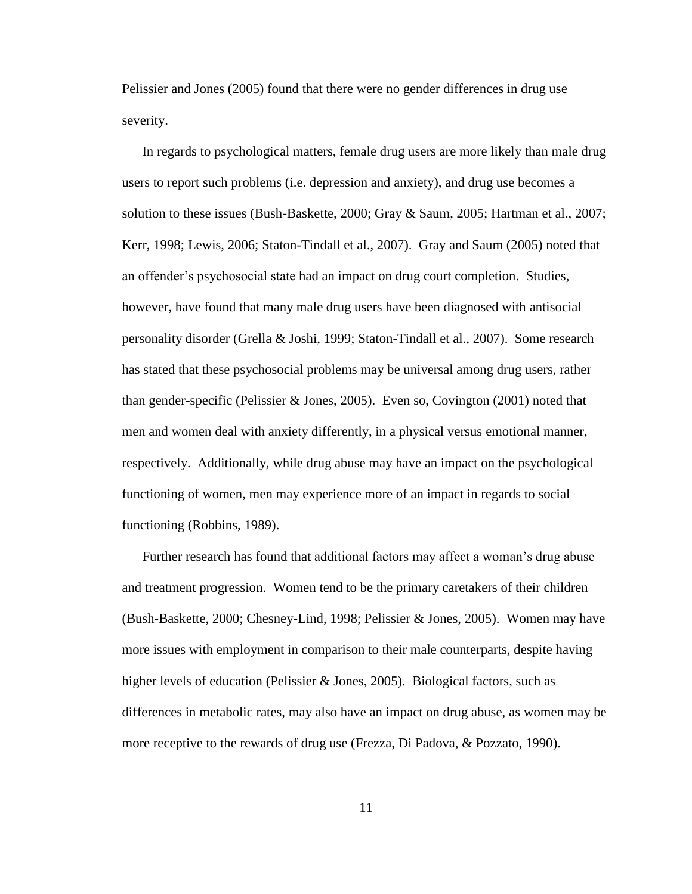Pelissier and Jones (2005) found that there were no gender differences in drug use severity.

In regards to psychological matters, female drug users are more likely than male drug users to report such problems (i.e. depression and anxiety), and drug use becomes a solution to these issues (Bush-Baskette, 2000; Gray & Saum, 2005; Hartman et al., 2007; Kerr, 1998; Lewis, 2006; Staton-Tindall et al., 2007). Gray and Saum (2005) noted that an offender's psychosocial state had an impact on drug court completion. Studies, however, have found that many male drug users have been diagnosed with antisocial personality disorder (Grella & Joshi, 1999; Staton-Tindall et al., 2007). Some research has stated that these psychosocial problems may be universal among drug users, rather than gender-specific (Pelissier & Jones, 2005). Even so, Covington (2001) noted that men and women deal with anxiety differently, in a physical versus emotional manner, respectively. Additionally, while drug abuse may have an impact on the psychological functioning of women, men may experience more of an impact in regards to social functioning (Robbins, 1989).

Further research has found that additional factors may affect a woman's drug abuse and treatment progression. Women tend to be the primary caretakers of their children (Bush-Baskette, 2000; Chesney-Lind, 1998; Pelissier & Jones, 2005). Women may have more issues with employment in comparison to their male counterparts, despite having higher levels of education (Pelissier & Jones, 2005). Biological factors, such as differences in metabolic rates, may also have an impact on drug abuse, as women may be more receptive to the rewards of drug use (Frezza, Di Padova, & Pozzato, 1990).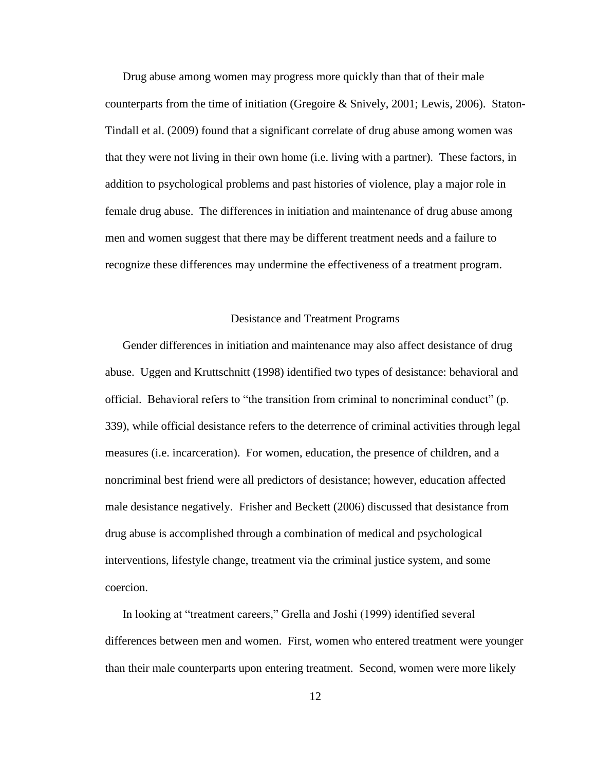Drug abuse among women may progress more quickly than that of their male counterparts from the time of initiation (Gregoire & Snively, 2001; Lewis, 2006). Staton-Tindall et al. (2009) found that a significant correlate of drug abuse among women was that they were not living in their own home (i.e. living with a partner). These factors, in addition to psychological problems and past histories of violence, play a major role in female drug abuse. The differences in initiation and maintenance of drug abuse among men and women suggest that there may be different treatment needs and a failure to recognize these differences may undermine the effectiveness of a treatment program.

## Desistance and Treatment Programs

Gender differences in initiation and maintenance may also affect desistance of drug abuse. Uggen and Kruttschnitt (1998) identified two types of desistance: behavioral and official. Behavioral refers to "the transition from criminal to noncriminal conduct" (p. 339), while official desistance refers to the deterrence of criminal activities through legal measures (i.e. incarceration). For women, education, the presence of children, and a noncriminal best friend were all predictors of desistance; however, education affected male desistance negatively. Frisher and Beckett (2006) discussed that desistance from drug abuse is accomplished through a combination of medical and psychological interventions, lifestyle change, treatment via the criminal justice system, and some coercion.

In looking at "treatment careers," Grella and Joshi (1999) identified several differences between men and women. First, women who entered treatment were younger than their male counterparts upon entering treatment. Second, women were more likely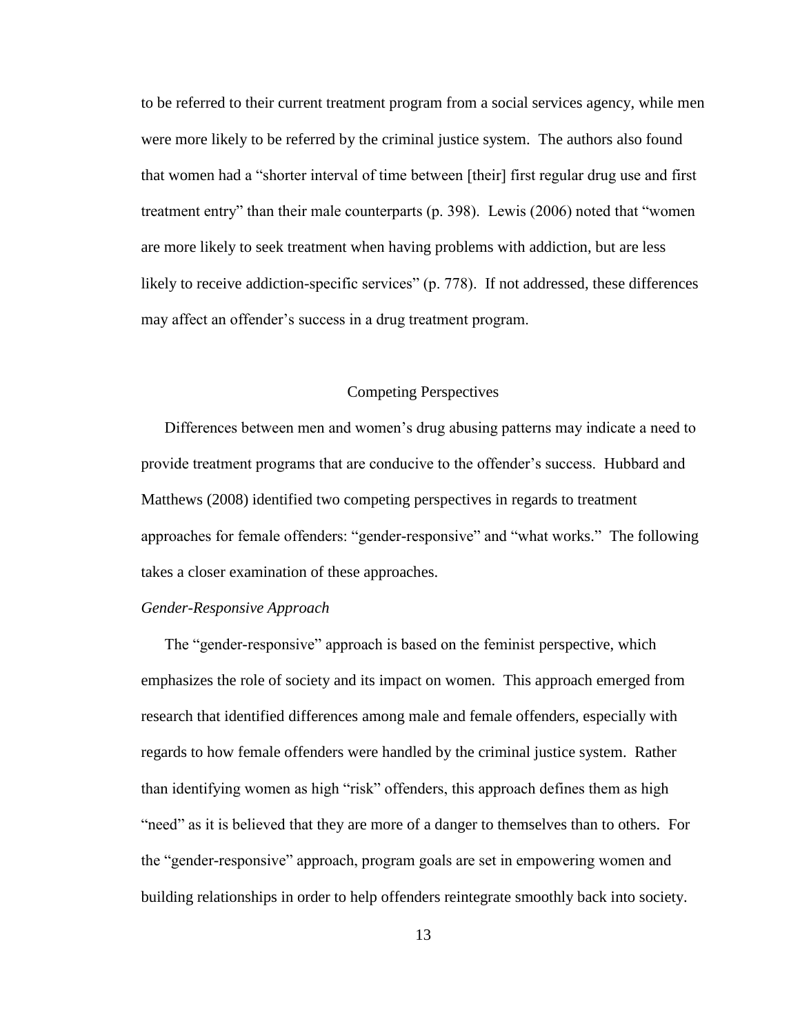to be referred to their current treatment program from a social services agency, while men were more likely to be referred by the criminal justice system. The authors also found that women had a "shorter interval of time between [their] first regular drug use and first treatment entry" than their male counterparts (p. 398). Lewis (2006) noted that "women are more likely to seek treatment when having problems with addiction, but are less likely to receive addiction-specific services" (p. 778). If not addressed, these differences may affect an offender's success in a drug treatment program.

## Competing Perspectives

Differences between men and women's drug abusing patterns may indicate a need to provide treatment programs that are conducive to the offender's success. Hubbard and Matthews (2008) identified two competing perspectives in regards to treatment approaches for female offenders: "gender-responsive" and "what works." The following takes a closer examination of these approaches.

### *Gender-Responsive Approach*

The "gender-responsive" approach is based on the feminist perspective, which emphasizes the role of society and its impact on women. This approach emerged from research that identified differences among male and female offenders, especially with regards to how female offenders were handled by the criminal justice system. Rather than identifying women as high "risk" offenders, this approach defines them as high "need" as it is believed that they are more of a danger to themselves than to others. For the "gender-responsive" approach, program goals are set in empowering women and building relationships in order to help offenders reintegrate smoothly back into society.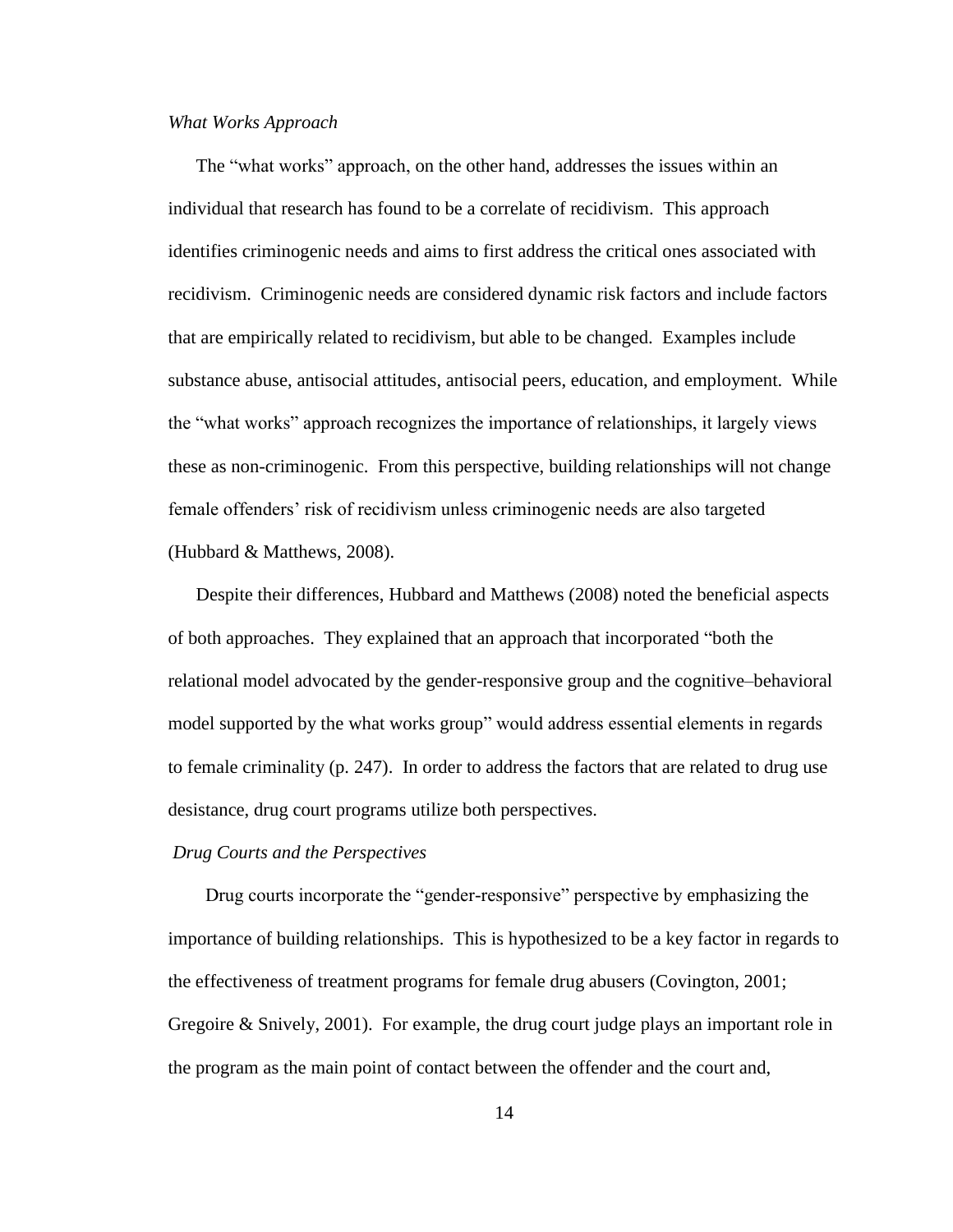*What Works Approach*

The "what works" approach, on the other hand, addresses the issues within an individual that research has found to be a correlate of recidivism. This approach identifies criminogenic needs and aims to first address the critical ones associated with recidivism. Criminogenic needs are considered dynamic risk factors and include factors that are empirically related to recidivism, but able to be changed. Examples include substance abuse, antisocial attitudes, antisocial peers, education, and employment. While the "what works" approach recognizes the importance of relationships, it largely views these as non-criminogenic. From this perspective, building relationships will not change female offenders' risk of recidivism unless criminogenic needs are also targeted (Hubbard & Matthews, 2008).

Despite their differences, Hubbard and Matthews (2008) noted the beneficial aspects of both approaches. They explained that an approach that incorporated "both the relational model advocated by the gender-responsive group and the cognitive–behavioral model supported by the what works group" would address essential elements in regards to female criminality (p. 247). In order to address the factors that are related to drug use desistance, drug court programs utilize both perspectives.

*Drug Courts and the Perspectives*

Drug courts incorporate the "gender-responsive" perspective by emphasizing the importance of building relationships. This is hypothesized to be a key factor in regards to the effectiveness of treatment programs for female drug abusers (Covington, 2001; Gregoire & Snively, 2001). For example, the drug court judge plays an important role in the program as the main point of contact between the offender and the court and,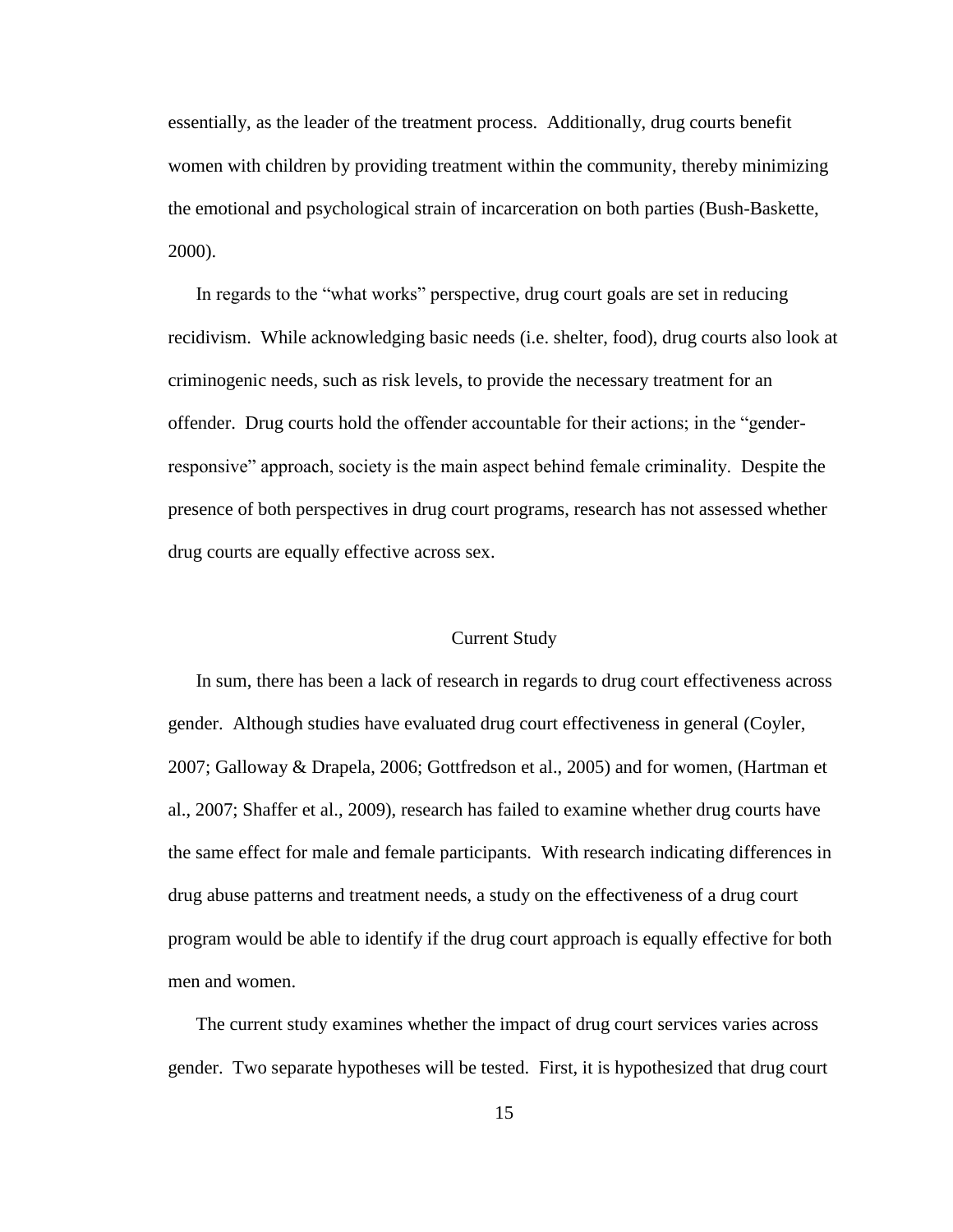essentially, as the leader of the treatment process. Additionally, drug courts benefit women with children by providing treatment within the community, thereby minimizing the emotional and psychological strain of incarceration on both parties (Bush-Baskette, 2000).

In regards to the "what works" perspective, drug court goals are set in reducing recidivism. While acknowledging basic needs (i.e. shelter, food), drug courts also look at criminogenic needs, such as risk levels, to provide the necessary treatment for an offender. Drug courts hold the offender accountable for their actions; in the "gender-responsive" approach, society is the main aspect behind female criminality. Despite the presence of both perspectives in drug court programs, research has not assessed whether drug courts are equally effective across sex.

## Current Study

In sum, there has been a lack of research in regards to drug court effectiveness across gender. Although studies have evaluated drug court effectiveness in general (Coyler, 2007; Galloway & Drapela, 2006; Gottfredson et al., 2005) and for women, (Hartman et al., 2007; Shaffer et al., 2009), research has failed to examine whether drug courts have the same effect for male and female participants. With research indicating differences in drug abuse patterns and treatment needs, a study on the effectiveness of a drug court program would be able to identify if the drug court approach is equally effective for both men and women.

The current study examines whether the impact of drug court services varies across gender. Two separate hypotheses will be tested. First, it is hypothesized that drug court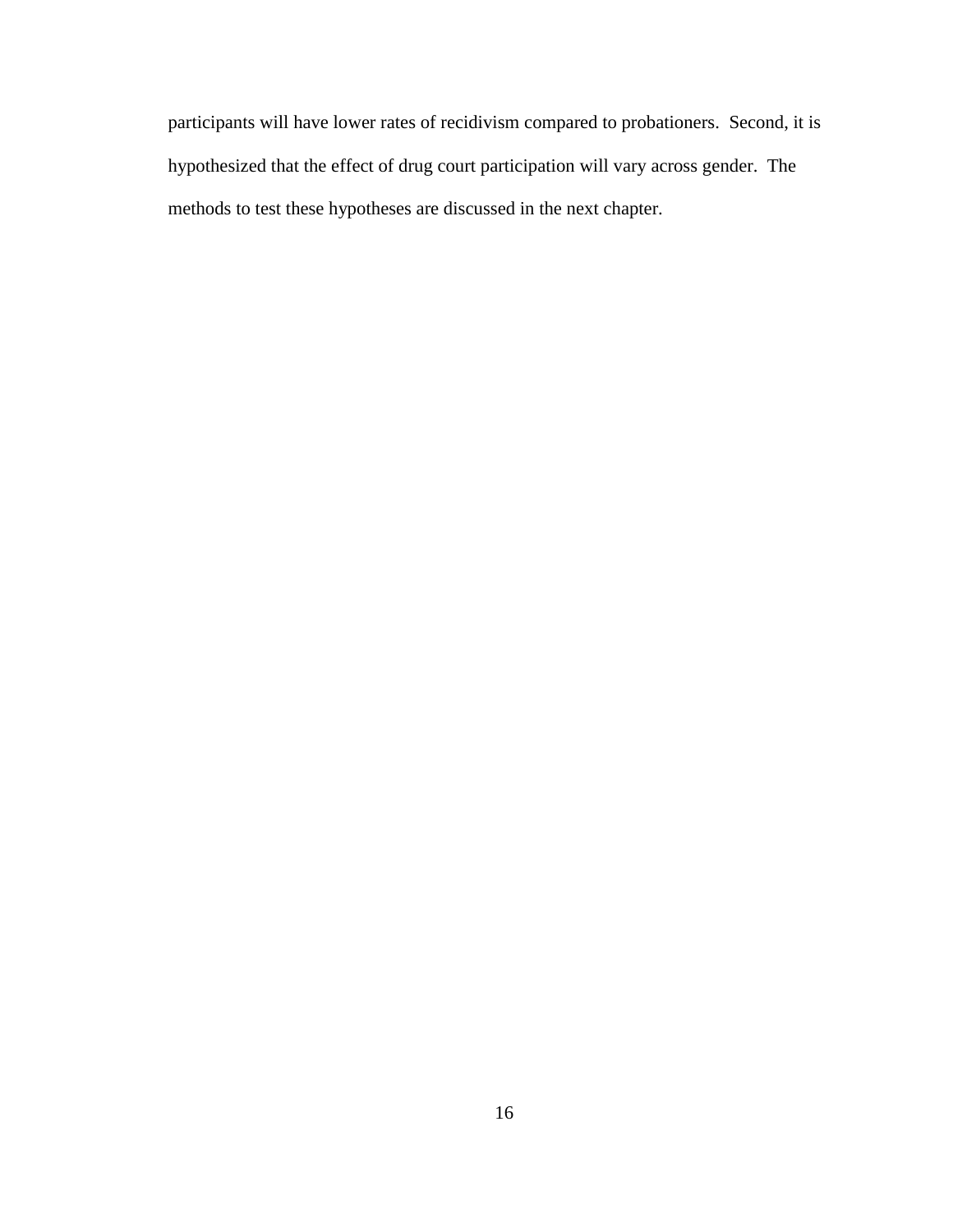participants will have lower rates of recidivism compared to probationers. Second, it is hypothesized that the effect of drug court participation will vary across gender. The methods to test these hypotheses are discussed in the next chapter.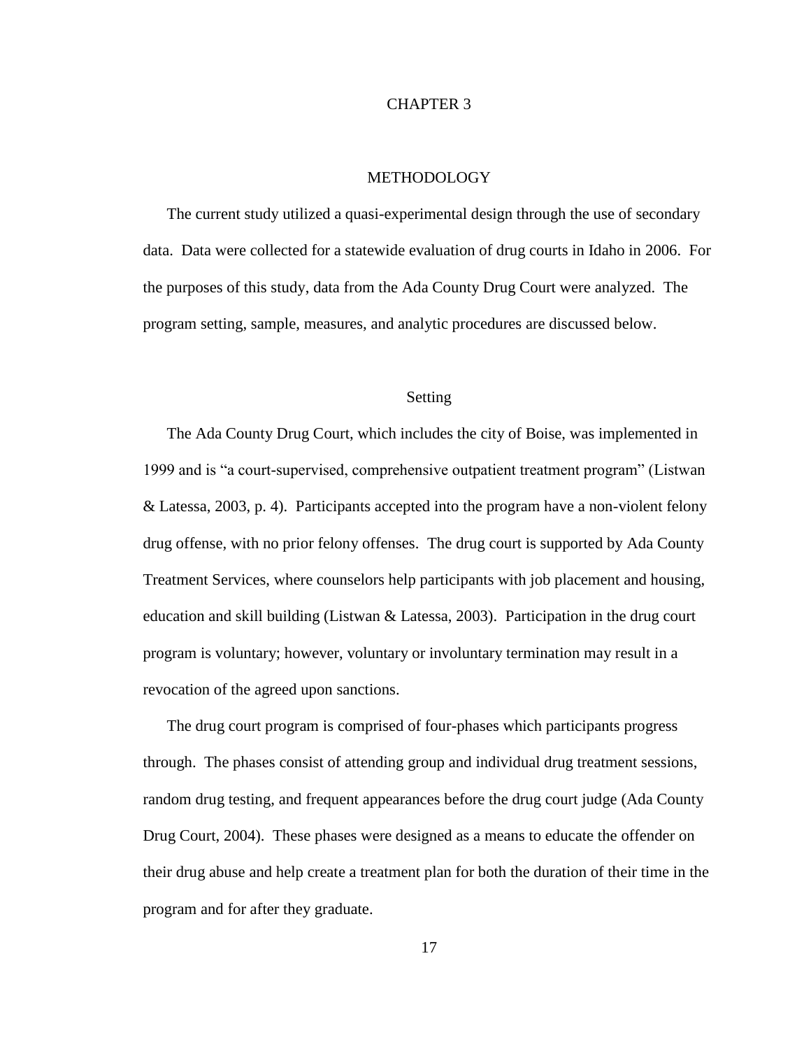# CHAPTER 3

## METHODOLOGY

The current study utilized a quasi-experimental design through the use of secondary data. Data were collected for a statewide evaluation of drug courts in Idaho in 2006. For the purposes of this study, data from the Ada County Drug Court were analyzed. The program setting, sample, measures, and analytic procedures are discussed below.

### Setting

The Ada County Drug Court, which includes the city of Boise, was implemented in 1999 and is "a court-supervised, comprehensive outpatient treatment program" (Listwan & Latessa, 2003, p. 4). Participants accepted into the program have a non-violent felony drug offense, with no prior felony offenses. The drug court is supported by Ada County Treatment Services, where counselors help participants with job placement and housing, education and skill building (Listwan & Latessa, 2003). Participation in the drug court program is voluntary; however, voluntary or involuntary termination may result in a revocation of the agreed upon sanctions.

The drug court program is comprised of four-phases which participants progress through. The phases consist of attending group and individual drug treatment sessions, random drug testing, and frequent appearances before the drug court judge (Ada County Drug Court, 2004). These phases were designed as a means to educate the offender on their drug abuse and help create a treatment plan for both the duration of their time in the program and for after they graduate.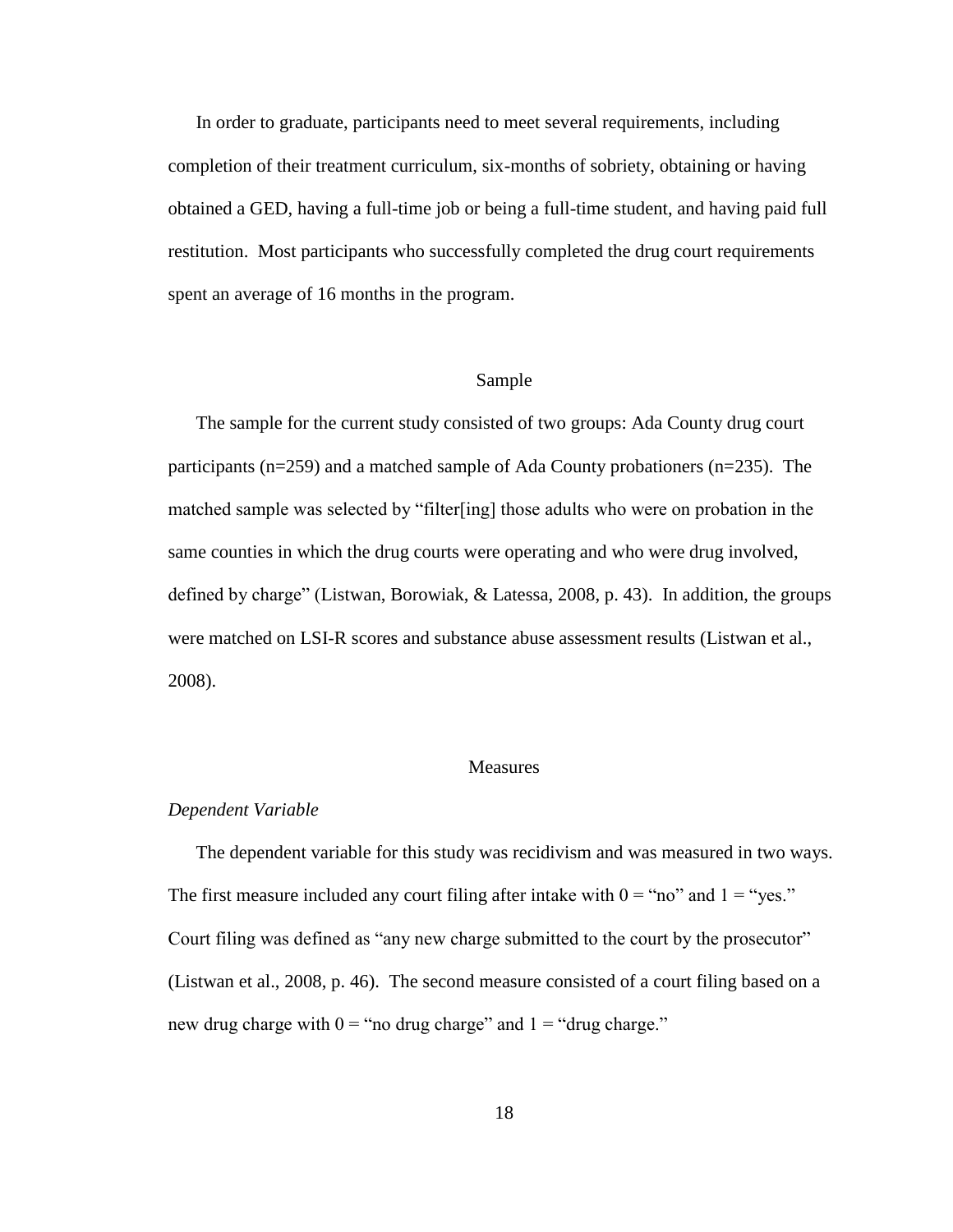In order to graduate, participants need to meet several requirements, including completion of their treatment curriculum, six-months of sobriety, obtaining or having obtained a GED, having a full-time job or being a full-time student, and having paid full restitution. Most participants who successfully completed the drug court requirements spent an average of 16 months in the program.

## Sample

The sample for the current study consisted of two groups: Ada County drug court participants (n=259) and a matched sample of Ada County probationers (n=235). The matched sample was selected by "filter[ing] those adults who were on probation in the same counties in which the drug courts were operating and who were drug involved, defined by charge" (Listwan, Borowiak, & Latessa, 2008, p. 43). In addition, the groups were matched on LSI-R scores and substance abuse assessment results (Listwan et al., 2008).

## Measures

### *Dependent Variable*

The dependent variable for this study was recidivism and was measured in two ways. The first measure included any court filing after intake with 0 = "no" and 1 = "yes." Court filing was defined as "any new charge submitted to the court by the prosecutor" (Listwan et al., 2008, p. 46). The second measure consisted of a court filing based on a new drug charge with 0 = "no drug charge" and 1 = "drug charge."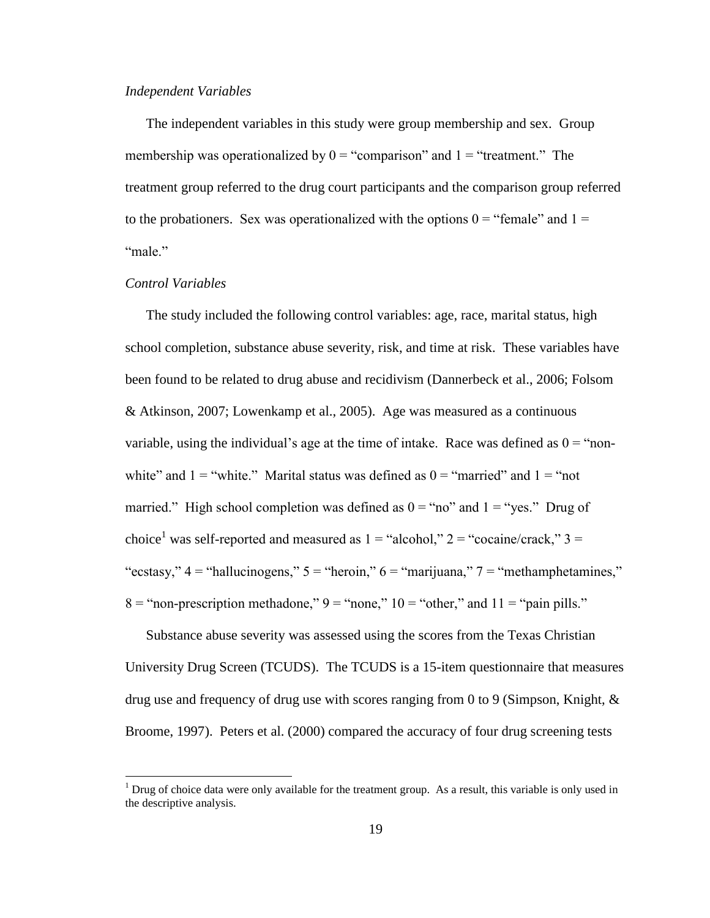*Independent Variables*

The independent variables in this study were group membership and sex. Group membership was operationalized by 0 = "comparison" and 1 = "treatment." The treatment group referred to the drug court participants and the comparison group referred to the probationers. Sex was operationalized with the options 0 = "female" and 1 = "male."

*Control Variables*

The study included the following control variables: age, race, marital status, high school completion, substance abuse severity, risk, and time at risk. These variables have been found to be related to drug abuse and recidivism (Dannerbeck et al., 2006; Folsom & Atkinson, 2007; Lowenkamp et al., 2005). Age was measured as a continuous variable, using the individual's age at the time of intake. Race was defined as 0 = "non-white" and 1 = "white." Marital status was defined as 0 = "married" and 1 = "not married." High school completion was defined as 0 = "no" and 1 = "yes." Drug of choice[1] was self-reported and measured as 1 = "alcohol," 2 = "cocaine/crack," 3 = "ecstasy," 4 = "hallucinogens," 5 = "heroin," 6 = "marijuana," 7 = "methamphetamines," 8 = "non-prescription methadone," 9 = "none," 10 = "other," and 11 = "pain pills."

Substance abuse severity was assessed using the scores from the Texas Christian University Drug Screen (TCUDS). The TCUDS is a 15-item questionnaire that measures drug use and frequency of drug use with scores ranging from 0 to 9 (Simpson, Knight, & Broome, 1997). Peters et al. (2000) compared the accuracy of four drug screening tests

[1] Drug of choice data were only available for the treatment group. As a result, this variable is only used in the descriptive analysis.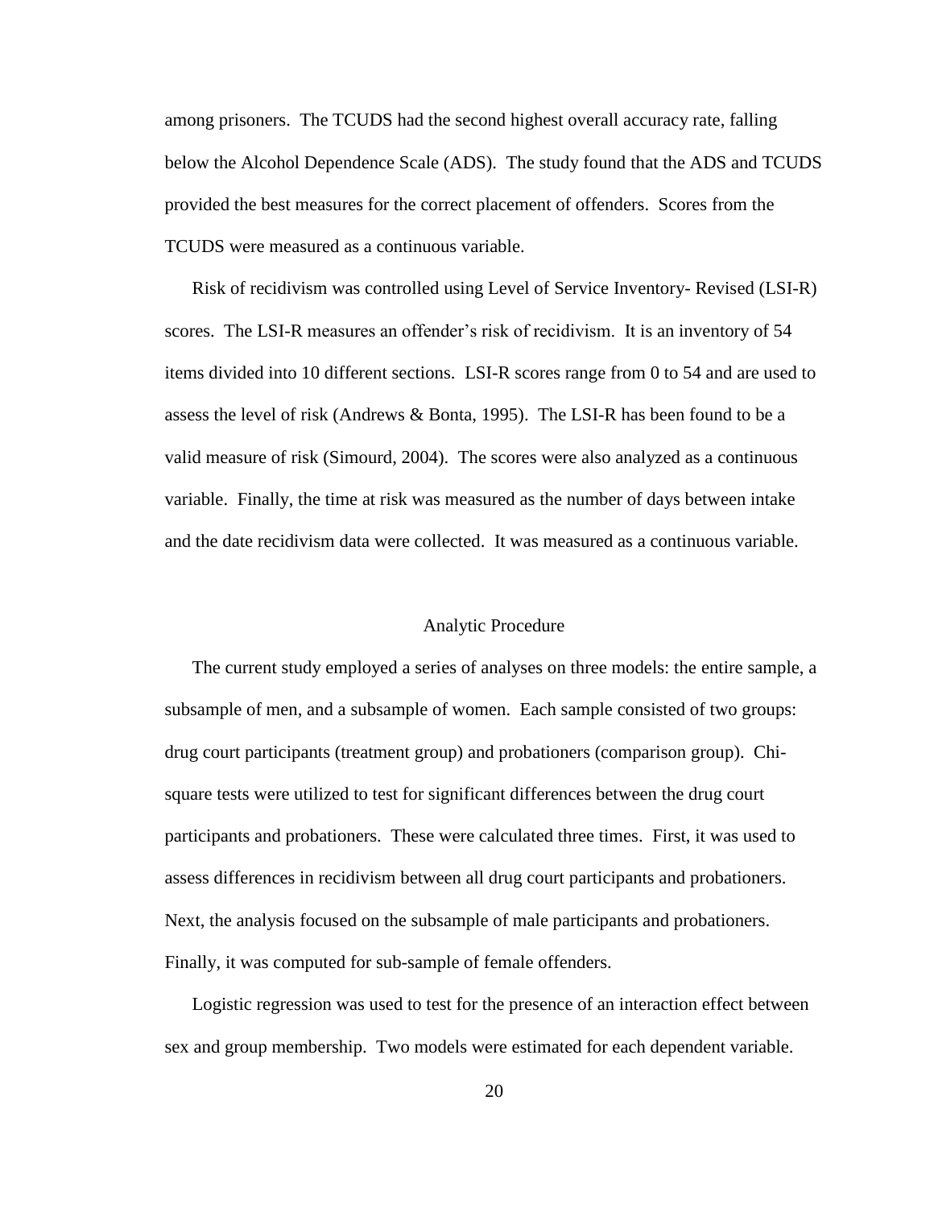among prisoners. The TCUDS had the second highest overall accuracy rate, falling below the Alcohol Dependence Scale (ADS). The study found that the ADS and TCUDS provided the best measures for the correct placement of offenders. Scores from the TCUDS were measured as a continuous variable.

Risk of recidivism was controlled using Level of Service Inventory- Revised (LSI-R) scores. The LSI-R measures an offender's risk of recidivism. It is an inventory of 54 items divided into 10 different sections. LSI-R scores range from 0 to 54 and are used to assess the level of risk (Andrews & Bonta, 1995). The LSI-R has been found to be a valid measure of risk (Simourd, 2004). The scores were also analyzed as a continuous variable. Finally, the time at risk was measured as the number of days between intake and the date recidivism data were collected. It was measured as a continuous variable.

## Analytic Procedure

The current study employed a series of analyses on three models: the entire sample, a subsample of men, and a subsample of women. Each sample consisted of two groups: drug court participants (treatment group) and probationers (comparison group). Chi-square tests were utilized to test for significant differences between the drug court participants and probationers. These were calculated three times. First, it was used to assess differences in recidivism between all drug court participants and probationers. Next, the analysis focused on the subsample of male participants and probationers. Finally, it was computed for sub-sample of female offenders.

Logistic regression was used to test for the presence of an interaction effect between sex and group membership. Two models were estimated for each dependent variable.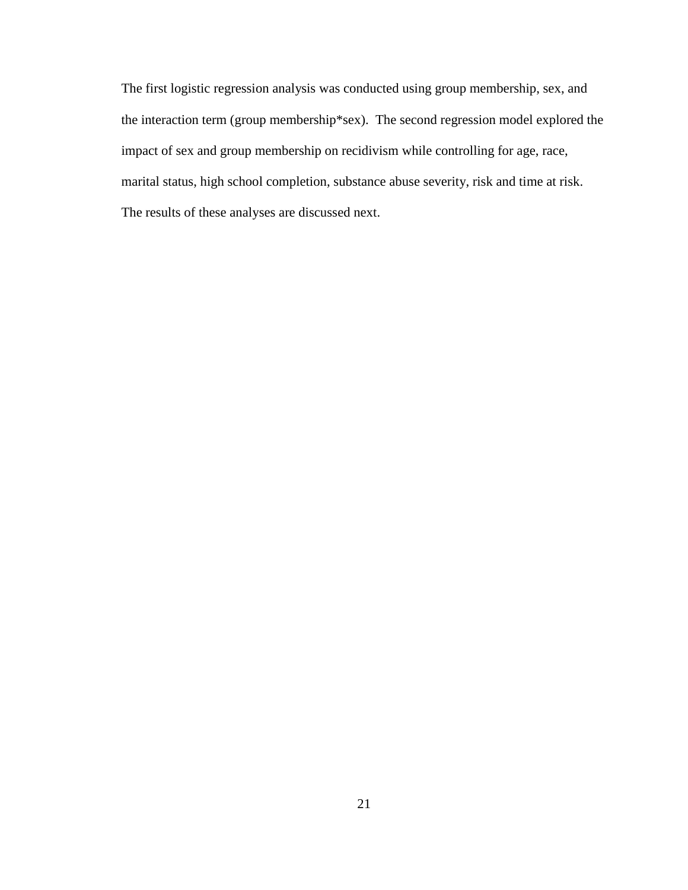The first logistic regression analysis was conducted using group membership, sex, and the interaction term (group membership*sex). The second regression model explored the impact of sex and group membership on recidivism while controlling for age, race, marital status, high school completion, substance abuse severity, risk and time at risk. The results of these analyses are discussed next.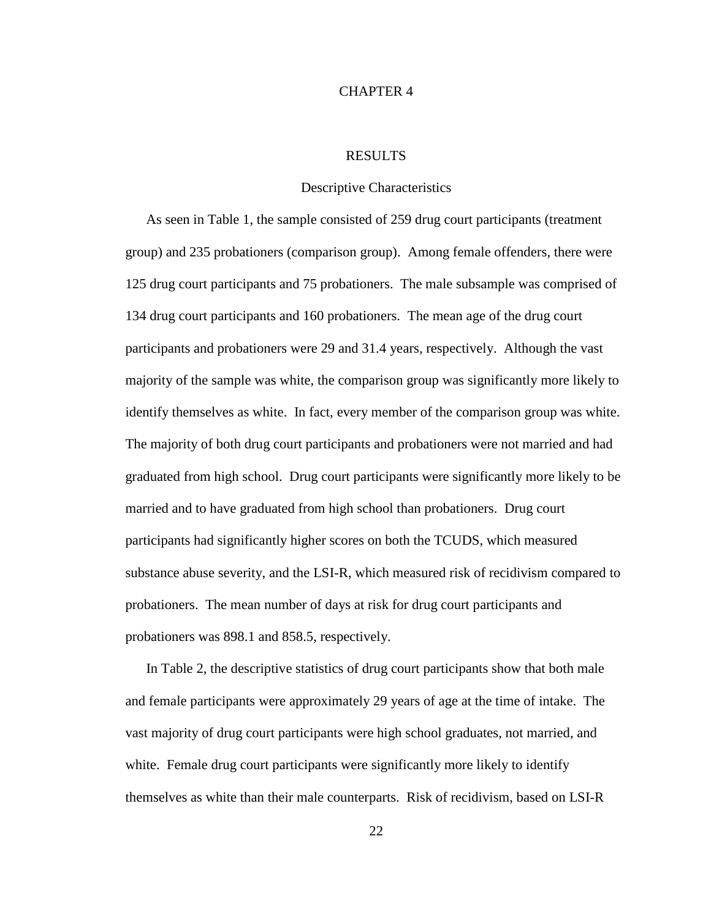# CHAPTER 4

## RESULTS

### Descriptive Characteristics

As seen in Table 1, the sample consisted of 259 drug court participants (treatment group) and 235 probationers (comparison group). Among female offenders, there were 125 drug court participants and 75 probationers. The male subsample was comprised of 134 drug court participants and 160 probationers. The mean age of the drug court participants and probationers were 29 and 31.4 years, respectively. Although the vast majority of the sample was white, the comparison group was significantly more likely to identify themselves as white. In fact, every member of the comparison group was white. The majority of both drug court participants and probationers were not married and had graduated from high school. Drug court participants were significantly more likely to be married and to have graduated from high school than probationers. Drug court participants had significantly higher scores on both the TCUDS, which measured substance abuse severity, and the LSI-R, which measured risk of recidivism compared to probationers. The mean number of days at risk for drug court participants and probationers was 898.1 and 858.5, respectively.

In Table 2, the descriptive statistics of drug court participants show that both male and female participants were approximately 29 years of age at the time of intake. The vast majority of drug court participants were high school graduates, not married, and white. Female drug court participants were significantly more likely to identify themselves as white than their male counterparts. Risk of recidivism, based on LSI-R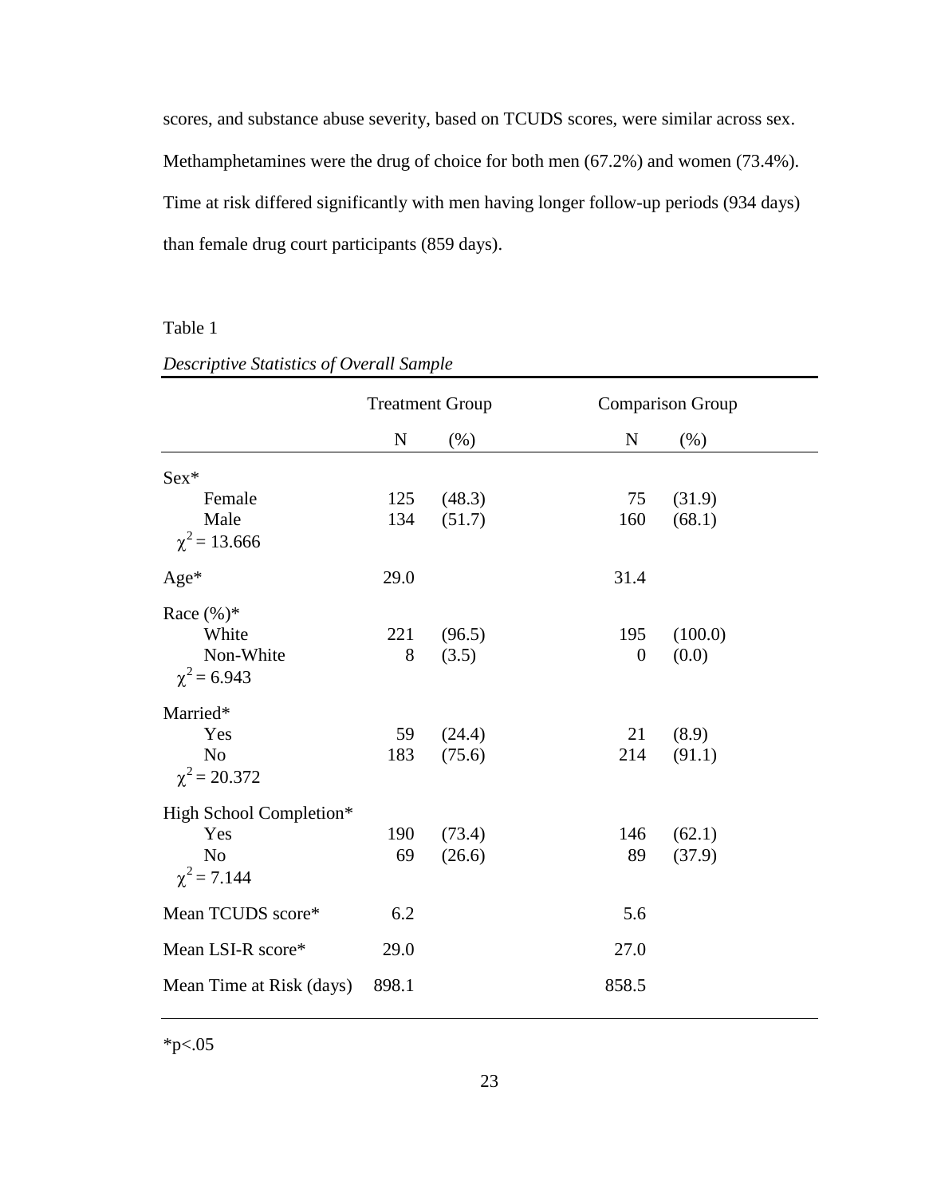scores, and substance abuse severity, based on TCUDS scores, were similar across sex. Methamphetamines were the drug of choice for both men (67.2%) and women (73.4%). Time at risk differed significantly with men having longer follow-up periods (934 days) than female drug court participants (859 days).

Table 1

*Descriptive Statistics of Overall Sample*

| | Treatment Group | | Comparison Group | |
|---|---|---|---|---|
| | N | (%) | N | (%) |
| Sex* | | | | |
| Female | 125 | (48.3) | 75 | (31.9) |
| Male | 134 | (51.7) | 160 | (68.1) |
| $\chi^2 = 13.666$ | | | | |
| Age* | 29.0 | | 31.4 | |
| Race (%)* | | | | |
| White | 221 | (96.5) | 195 | (100.0) |
| Non-White | 8 | (3.5) | 0 | (0.0) |
| $\chi^2 = 6.943$ | | | | |
| Married* | | | | |
| Yes | 59 | (24.4) | 21 | (8.9) |
| No | 183 | (75.6) | 214 | (91.1) |
| $\chi^2 = 20.372$ | | | | |
| High School Completion* | | | | |
| Yes | 190 | (73.4) | 146 | (62.1) |
| No | 69 | (26.6) | 89 | (37.9) |
| $\chi^2 = 7.144$ | | | | |
| Mean TCUDS score* | 6.2 | | 5.6 | |
| Mean LSI-R score* | 29.0 | | 27.0 | |
| Mean Time at Risk (days) | 898.1 | | 858.5 | |

*$p<.05$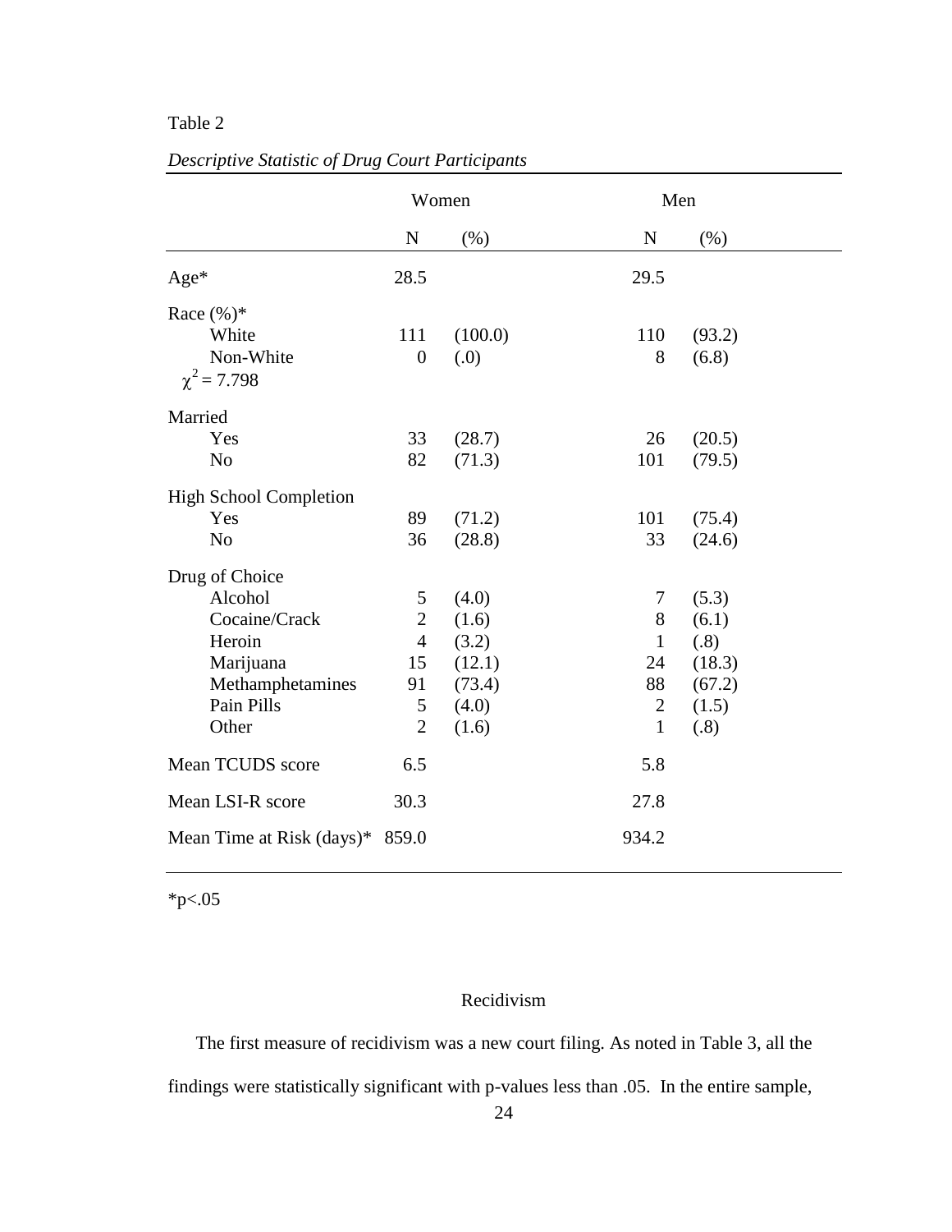Table 2

*Descriptive Statistic of Drug Court Participants*

| | Women | | Men | |
|---|---|---|---|---|
| | N | (%) | N | (%) |
| Age* | 28.5 | | 29.5 | |
| Race (%)* | | | | |
| White | 111 | (100.0) | 110 | (93.2) |
| Non-White | 0 | (.0) | 8 | (6.8) |
| $\chi^2 = 7.798$ | | | | |
| Married | | | | |
| Yes | 33 | (28.7) | 26 | (20.5) |
| No | 82 | (71.3) | 101 | (79.5) |
| High School Completion | | | | |
| Yes | 89 | (71.2) | 101 | (75.4) |
| No | 36 | (28.8) | 33 | (24.6) |
| Drug of Choice | | | | |
| Alcohol | 5 | (4.0) | 7 | (5.3) |
| Cocaine/Crack | 2 | (1.6) | 8 | (6.1) |
| Heroin | 4 | (3.2) | 1 | (.8) |
| Marijuana | 15 | (12.1) | 24 | (18.3) |
| Methamphetamines | 91 | (73.4) | 88 | (67.2) |
| Pain Pills | 5 | (4.0) | 2 | (1.5) |
| Other | 2 | (1.6) | 1 | (.8) |
| Mean TCUDS score | 6.5 | | 5.8 | |
| Mean LSI-R score | 30.3 | | 27.8 | |
| Mean Time at Risk (days)* | 859.0 | | 934.2 | |

*p<.05

## Recidivism

The first measure of recidivism was a new court filing. As noted in Table 3, all the findings were statistically significant with p-values less than .05. In the entire sample,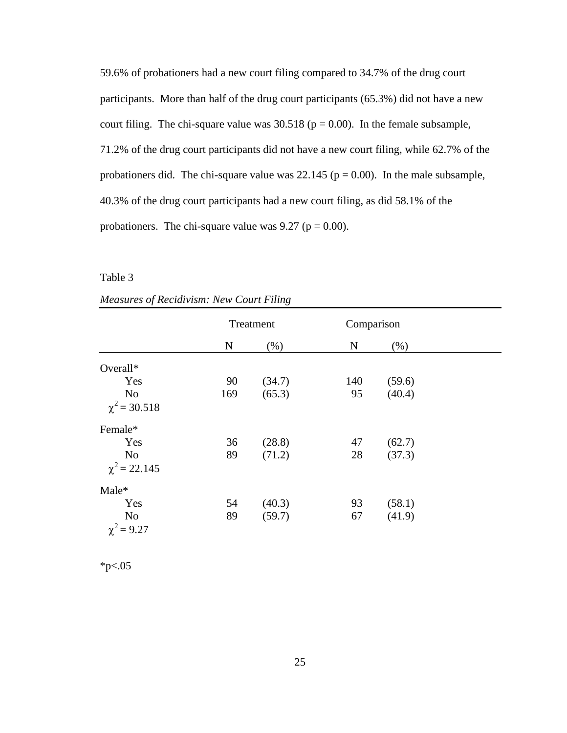59.6% of probationers had a new court filing compared to 34.7% of the drug court participants. More than half of the drug court participants (65.3%) did not have a new court filing. The chi-square value was 30.518 ($p = 0.00$). In the female subsample, 71.2% of the drug court participants did not have a new court filing, while 62.7% of the probationers did. The chi-square value was 22.145 ($p = 0.00$). In the male subsample, 40.3% of the drug court participants had a new court filing, as did 58.1% of the probationers. The chi-square value was 9.27 ($p = 0.00$).

Table 3

*Measures of Recidivism: New Court Filing*

| | Treatment | | Comparison | |
|---|---|---|---|---|
| | N | (%) | N | (%) |
| Overall* | | | | |
| Yes | 90 | (34.7) | 140 | (59.6) |
| No | 169 | (65.3) | 95 | (40.4) |
| $\chi^2 = 30.518$ | | | | |
| Female* | | | | |
| Yes | 36 | (28.8) | 47 | (62.7) |
| No | 89 | (71.2) | 28 | (37.3) |
| $\chi^2 = 22.145$ | | | | |
| Male* | | | | |
| Yes | 54 | (40.3) | 93 | (58.1) |
| No | 89 | (59.7) | 67 | (41.9) |
| $\chi^2 = 9.27$ | | | | |

*$p<.05$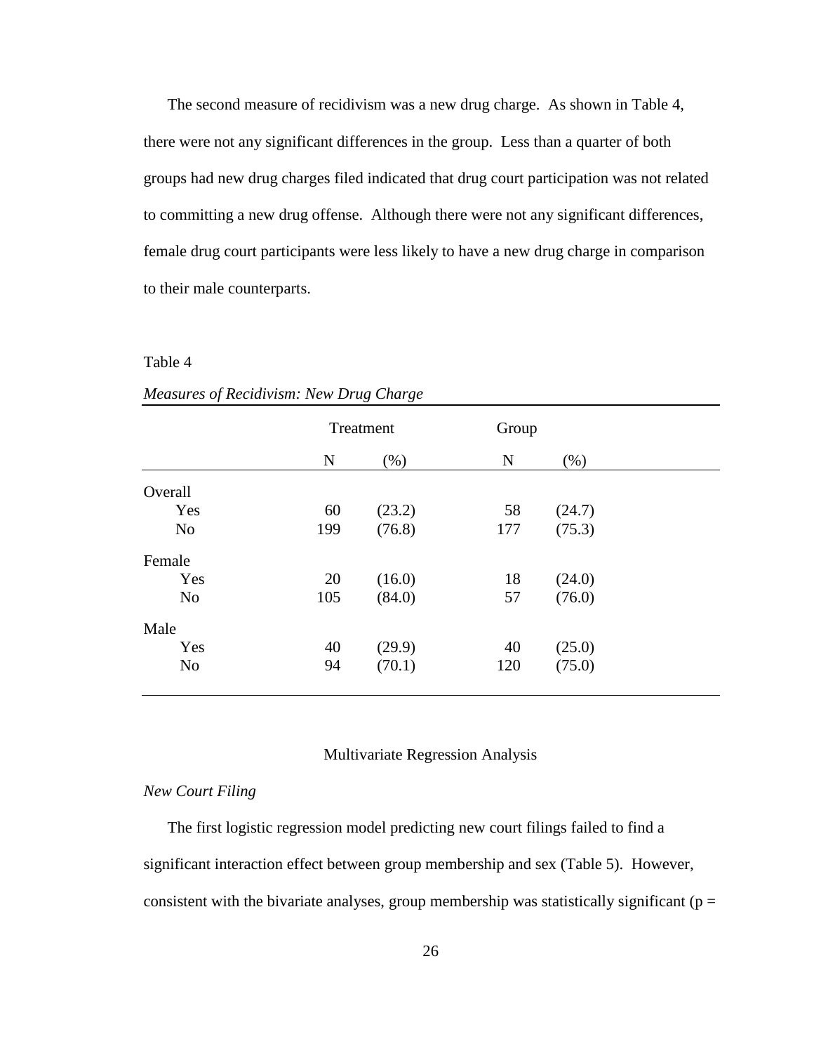The second measure of recidivism was a new drug charge. As shown in Table 4, there were not any significant differences in the group. Less than a quarter of both groups had new drug charges filed indicated that drug court participation was not related to committing a new drug offense. Although there were not any significant differences, female drug court participants were less likely to have a new drug charge in comparison to their male counterparts.

Table 4

*Measures of Recidivism: New Drug Charge*

| | Treatment | | Group | |
|---|---|---|---|---|
| | N | (%) | N | (%) |
| Overall | | | | |
| Yes | 60 | (23.2) | 58 | (24.7) |
| No | 199 | (76.8) | 177 | (75.3) |
| Female | | | | |
| Yes | 20 | (16.0) | 18 | (24.0) |
| No | 105 | (84.0) | 57 | (76.0) |
| Male | | | | |
| Yes | 40 | (29.9) | 40 | (25.0) |
| No | 94 | (70.1) | 120 | (75.0) |

## Multivariate Regression Analysis

### *New Court Filing*

The first logistic regression model predicting new court filings failed to find a significant interaction effect between group membership and sex (Table 5). However, consistent with the bivariate analyses, group membership was statistically significant ($p =$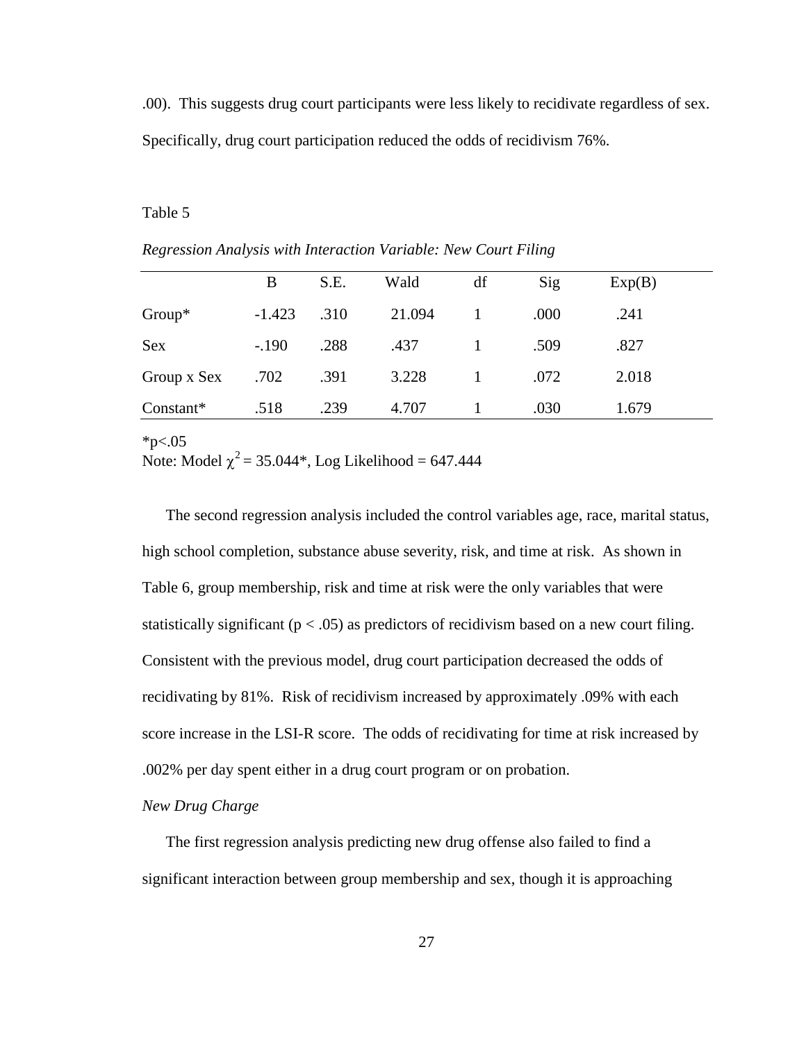.00). This suggests drug court participants were less likely to recidivate regardless of sex. Specifically, drug court participation reduced the odds of recidivism 76%.

Table 5

*Regression Analysis with Interaction Variable: New Court Filing*

| | B | S.E. | Wald | df | Sig | Exp(B) |
|---|---|---|---|---|---|---|
| Group* | -1.423 | .310 | 21.094 | 1 | .000 | .241 |
| Sex | -.190 | .288 | .437 | 1 | .509 | .827 |
| Group x Sex | .702 | .391 | 3.228 | 1 | .072 | 2.018 |
| Constant* | .518 | .239 | 4.707 | 1 | .030 | 1.679 |

*p<.05
Note: Model $\chi^2 = 35.044$*, Log Likelihood = 647.444

The second regression analysis included the control variables age, race, marital status, high school completion, substance abuse severity, risk, and time at risk. As shown in Table 6, group membership, risk and time at risk were the only variables that were statistically significant ($p < .05$) as predictors of recidivism based on a new court filing. Consistent with the previous model, drug court participation decreased the odds of recidivating by 81%. Risk of recidivism increased by approximately .09% with each score increase in the LSI-R score. The odds of recidivating for time at risk increased by .002% per day spent either in a drug court program or on probation.

*New Drug Charge*

The first regression analysis predicting new drug offense also failed to find a significant interaction between group membership and sex, though it is approaching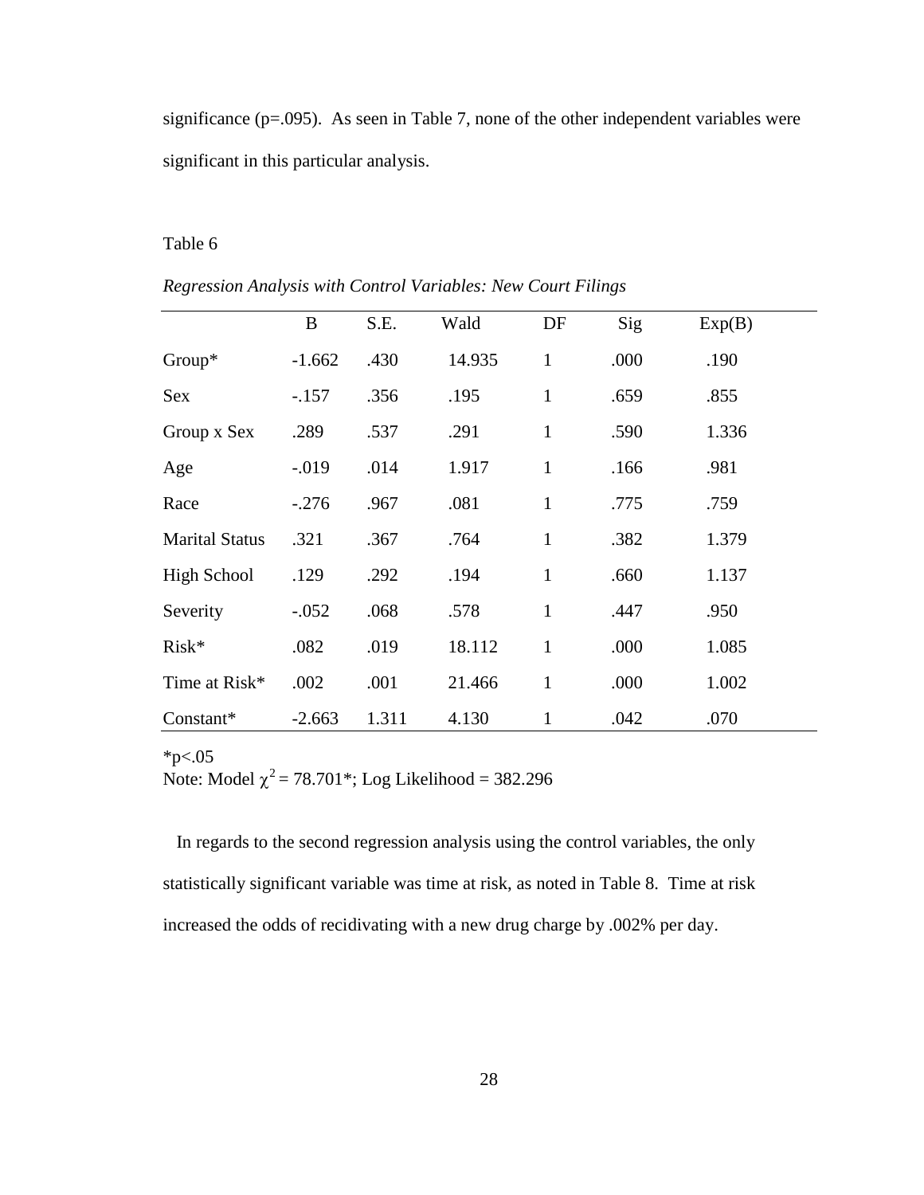significance (p=.095). As seen in Table 7, none of the other independent variables were significant in this particular analysis.

Table 6

*Regression Analysis with Control Variables: New Court Filings*

| | B | S.E. | Wald | DF | Sig | Exp(B) |
|---|---|---|---|---|---|---|
| Group* | -1.662 | .430 | 14.935 | 1 | .000 | .190 |
| Sex | -.157 | .356 | .195 | 1 | .659 | .855 |
| Group x Sex | .289 | .537 | .291 | 1 | .590 | 1.336 |
| Age | -.019 | .014 | 1.917 | 1 | .166 | .981 |
| Race | -.276 | .967 | .081 | 1 | .775 | .759 |
| Marital Status | .321 | .367 | .764 | 1 | .382 | 1.379 |
| High School | .129 | .292 | .194 | 1 | .660 | 1.137 |
| Severity | -.052 | .068 | .578 | 1 | .447 | .950 |
| Risk* | .082 | .019 | 18.112 | 1 | .000 | 1.085 |
| Time at Risk* | .002 | .001 | 21.466 | 1 | .000 | 1.002 |
| Constant* | -2.663 | 1.311 | 4.130 | 1 | .042 | .070 |

*p<.05
Note: Model $\chi^2$ = 78.701*; Log Likelihood = 382.296

In regards to the second regression analysis using the control variables, the only statistically significant variable was time at risk, as noted in Table 8. Time at risk increased the odds of recidivating with a new drug charge by .002% per day.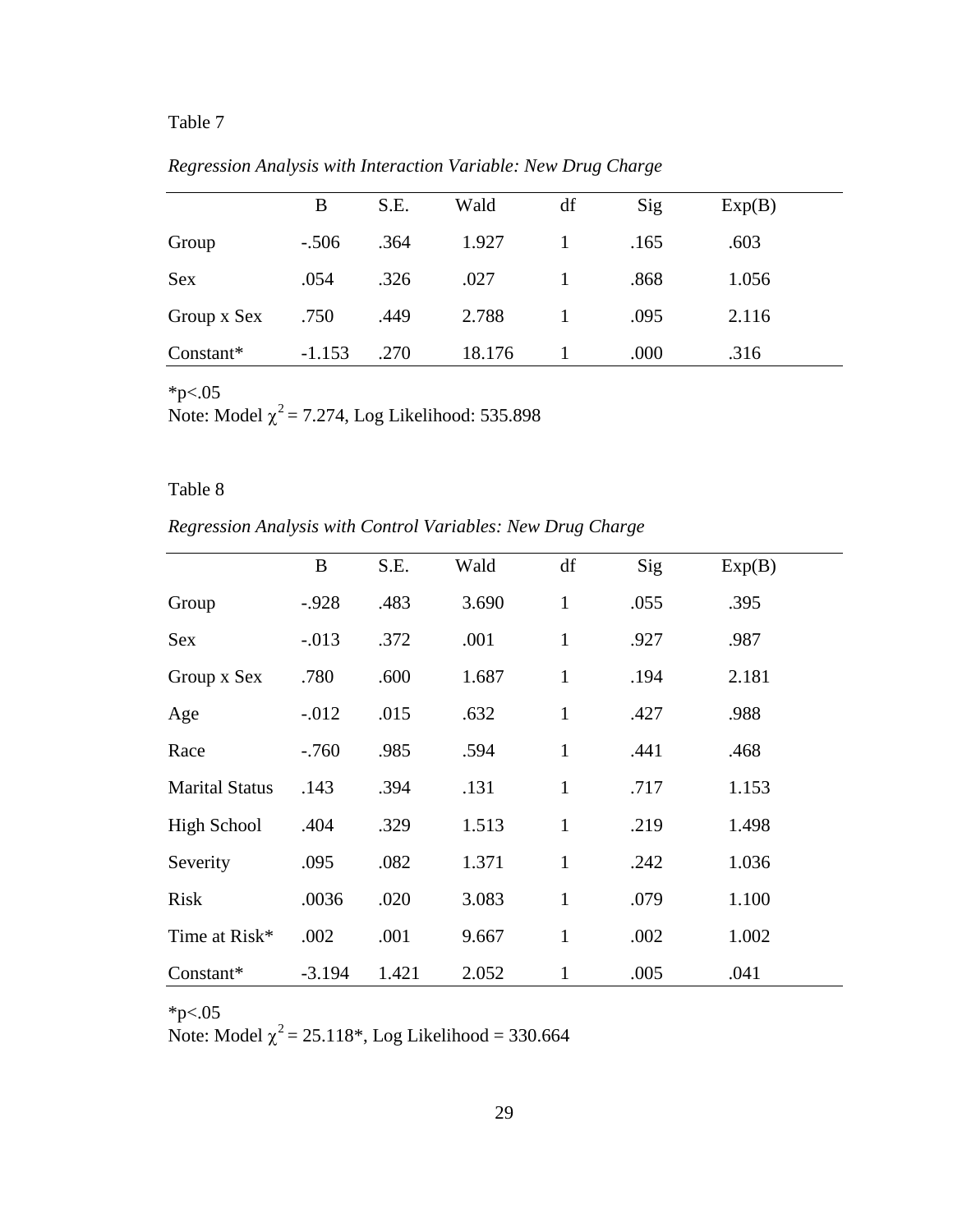Table 7

*Regression Analysis with Interaction Variable: New Drug Charge*

| | B | S.E. | Wald | df | Sig | Exp(B) |
|---|---|---|---|---|---|---|
| Group | -.506 | .364 | 1.927 | 1 | .165 | .603 |
| Sex | .054 | .326 | .027 | 1 | .868 | 1.056 |
| Group x Sex | .750 | .449 | 2.788 | 1 | .095 | 2.116 |
| Constant* | -1.153 | .270 | 18.176 | 1 | .000 | .316 |

*p<.05

Note: Model $\chi^2$ = 7.274, Log Likelihood: 535.898

Table 8

*Regression Analysis with Control Variables: New Drug Charge*

| | B | S.E. | Wald | df | Sig | Exp(B) |
|---|---|---|---|---|---|---|
| Group | -.928 | .483 | 3.690 | 1 | .055 | .395 |
| Sex | -.013 | .372 | .001 | 1 | .927 | .987 |
| Group x Sex | .780 | .600 | 1.687 | 1 | .194 | 2.181 |
| Age | -.012 | .015 | .632 | 1 | .427 | .988 |
| Race | -.760 | .985 | .594 | 1 | .441 | .468 |
| Marital Status | .143 | .394 | .131 | 1 | .717 | 1.153 |
| High School | .404 | .329 | 1.513 | 1 | .219 | 1.498 |
| Severity | .095 | .082 | 1.371 | 1 | .242 | 1.036 |
| Risk | .0036 | .020 | 3.083 | 1 | .079 | 1.100 |
| Time at Risk* | .002 | .001 | 9.667 | 1 | .002 | 1.002 |
| Constant* | -3.194 | 1.421 | 2.052 | 1 | .005 | .041 |

*p<.05

Note: Model $\chi^2$ = 25.118*, Log Likelihood = 330.664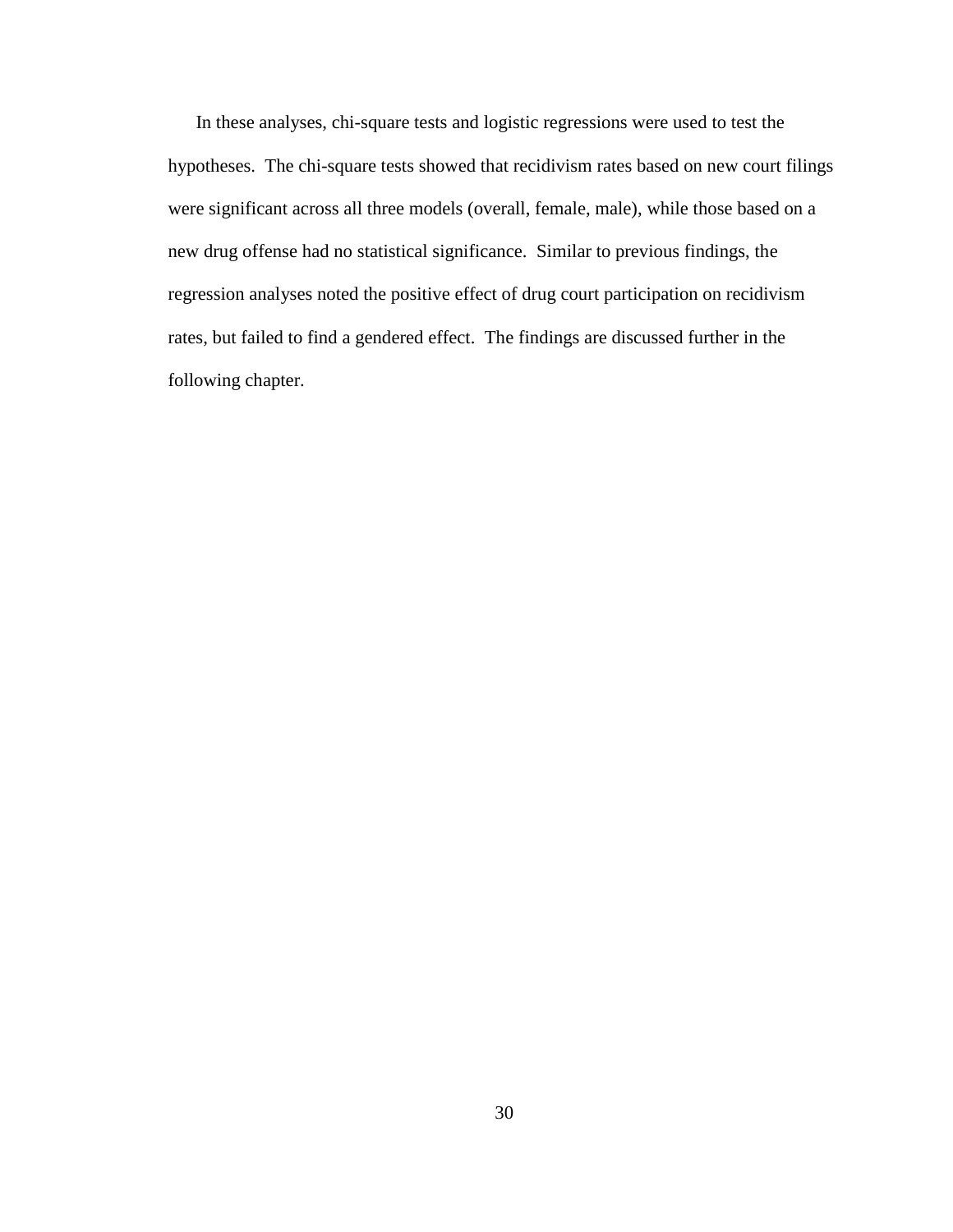In these analyses, chi-square tests and logistic regressions were used to test the hypotheses. The chi-square tests showed that recidivism rates based on new court filings were significant across all three models (overall, female, male), while those based on a new drug offense had no statistical significance. Similar to previous findings, the regression analyses noted the positive effect of drug court participation on recidivism rates, but failed to find a gendered effect. The findings are discussed further in the following chapter.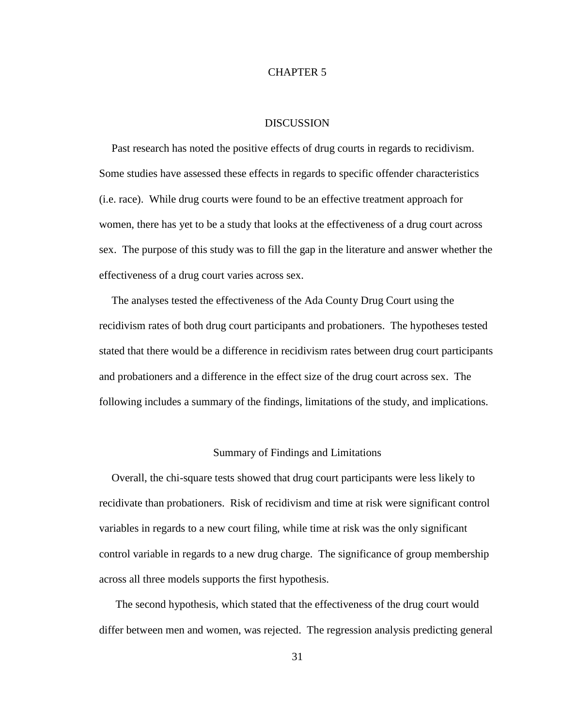# CHAPTER 5

## DISCUSSION

Past research has noted the positive effects of drug courts in regards to recidivism. Some studies have assessed these effects in regards to specific offender characteristics (i.e. race). While drug courts were found to be an effective treatment approach for women, there has yet to be a study that looks at the effectiveness of a drug court across sex. The purpose of this study was to fill the gap in the literature and answer whether the effectiveness of a drug court varies across sex.

The analyses tested the effectiveness of the Ada County Drug Court using the recidivism rates of both drug court participants and probationers. The hypotheses tested stated that there would be a difference in recidivism rates between drug court participants and probationers and a difference in the effect size of the drug court across sex. The following includes a summary of the findings, limitations of the study, and implications.

### Summary of Findings and Limitations

Overall, the chi-square tests showed that drug court participants were less likely to recidivate than probationers. Risk of recidivism and time at risk were significant control variables in regards to a new court filing, while time at risk was the only significant control variable in regards to a new drug charge. The significance of group membership across all three models supports the first hypothesis.

The second hypothesis, which stated that the effectiveness of the drug court would differ between men and women, was rejected. The regression analysis predicting general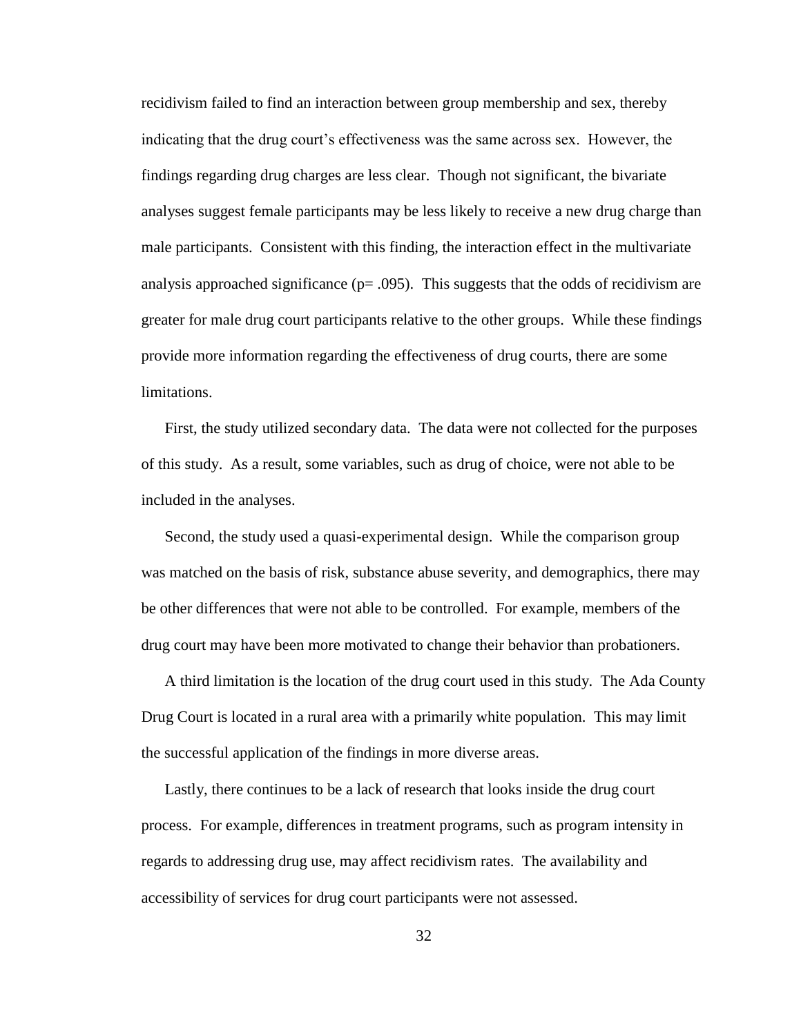recidivism failed to find an interaction between group membership and sex, thereby indicating that the drug court's effectiveness was the same across sex. However, the findings regarding drug charges are less clear. Though not significant, the bivariate analyses suggest female participants may be less likely to receive a new drug charge than male participants. Consistent with this finding, the interaction effect in the multivariate analysis approached significance ($p = .095$). This suggests that the odds of recidivism are greater for male drug court participants relative to the other groups. While these findings provide more information regarding the effectiveness of drug courts, there are some limitations.

First, the study utilized secondary data. The data were not collected for the purposes of this study. As a result, some variables, such as drug of choice, were not able to be included in the analyses.

Second, the study used a quasi-experimental design. While the comparison group was matched on the basis of risk, substance abuse severity, and demographics, there may be other differences that were not able to be controlled. For example, members of the drug court may have been more motivated to change their behavior than probationers.

A third limitation is the location of the drug court used in this study. The Ada County Drug Court is located in a rural area with a primarily white population. This may limit the successful application of the findings in more diverse areas.

Lastly, there continues to be a lack of research that looks inside the drug court process. For example, differences in treatment programs, such as program intensity in regards to addressing drug use, may affect recidivism rates. The availability and accessibility of services for drug court participants were not assessed.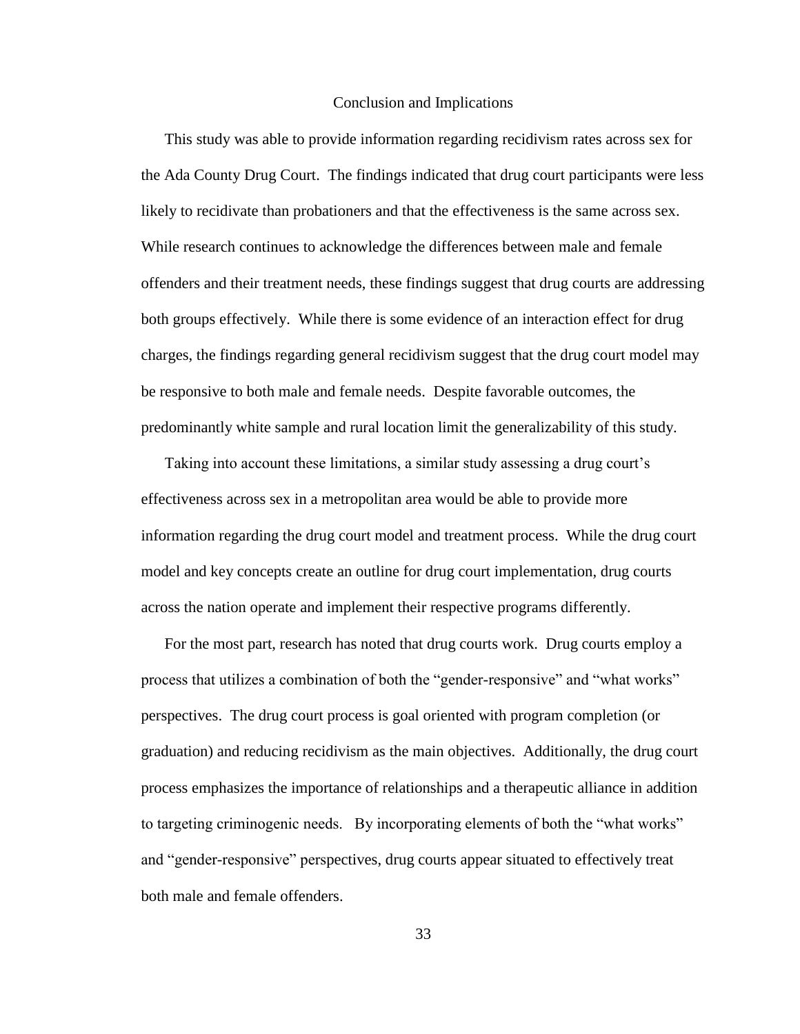## Conclusion and Implications

This study was able to provide information regarding recidivism rates across sex for the Ada County Drug Court. The findings indicated that drug court participants were less likely to recidivate than probationers and that the effectiveness is the same across sex. While research continues to acknowledge the differences between male and female offenders and their treatment needs, these findings suggest that drug courts are addressing both groups effectively. While there is some evidence of an interaction effect for drug charges, the findings regarding general recidivism suggest that the drug court model may be responsive to both male and female needs. Despite favorable outcomes, the predominantly white sample and rural location limit the generalizability of this study.

Taking into account these limitations, a similar study assessing a drug court's effectiveness across sex in a metropolitan area would be able to provide more information regarding the drug court model and treatment process. While the drug court model and key concepts create an outline for drug court implementation, drug courts across the nation operate and implement their respective programs differently.

For the most part, research has noted that drug courts work. Drug courts employ a process that utilizes a combination of both the "gender-responsive" and "what works" perspectives. The drug court process is goal oriented with program completion (or graduation) and reducing recidivism as the main objectives. Additionally, the drug court process emphasizes the importance of relationships and a therapeutic alliance in addition to targeting criminogenic needs. By incorporating elements of both the "what works" and "gender-responsive" perspectives, drug courts appear situated to effectively treat both male and female offenders.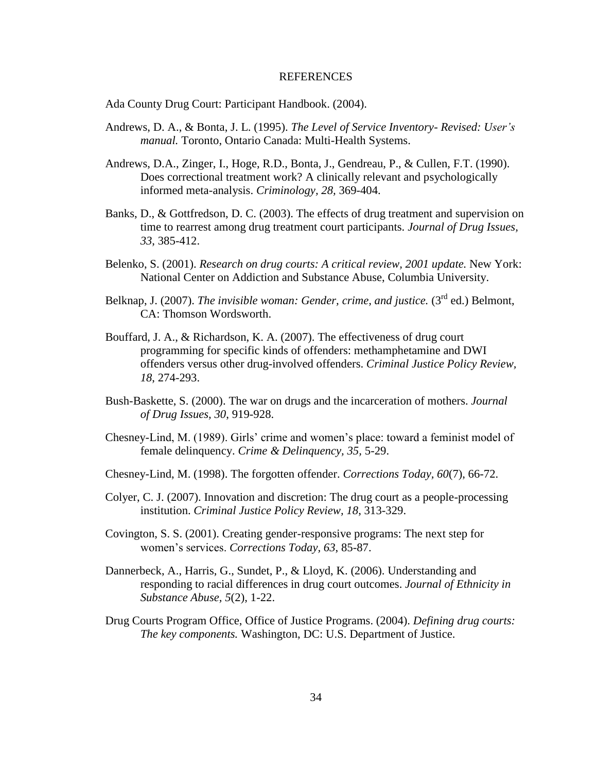# REFERENCES

Ada County Drug Court: Participant Handbook. (2004).

Andrews, D. A., & Bonta, J. L. (1995). *The Level of Service Inventory- Revised: User's manual.* Toronto, Ontario Canada: Multi-Health Systems.

Andrews, D.A., Zinger, I., Hoge, R.D., Bonta, J., Gendreau, P., & Cullen, F.T. (1990). Does correctional treatment work? A clinically relevant and psychologically informed meta-analysis. *Criminology, 28,* 369-404.

Banks, D., & Gottfredson, D. C. (2003). The effects of drug treatment and supervision on time to rearrest among drug treatment court participants. *Journal of Drug Issues, 33*, 385-412.

Belenko, S. (2001). *Research on drug courts: A critical review, 2001 update.* New York: National Center on Addiction and Substance Abuse, Columbia University.

Belknap, J. (2007). *The invisible woman: Gender, crime, and justice.* (3rd ed.) Belmont, CA: Thomson Wordsworth.

Bouffard, J. A., & Richardson, K. A. (2007). The effectiveness of drug court programming for specific kinds of offenders: methamphetamine and DWI offenders versus other drug-involved offenders. *Criminal Justice Policy Review, 18*, 274-293.

Bush-Baskette, S. (2000). The war on drugs and the incarceration of mothers. *Journal of Drug Issues, 30,* 919-928.

Chesney-Lind, M. (1989). Girls' crime and women's place: toward a feminist model of female delinquency. *Crime & Delinquency, 35,* 5-29.

Chesney-Lind, M. (1998). The forgotten offender. *Corrections Today, 60*(7), 66-72.

Colyer, C. J. (2007). Innovation and discretion: The drug court as a people-processing institution. *Criminal Justice Policy Review, 18*, 313-329.

Covington, S. S. (2001). Creating gender-responsive programs: The next step for women's services. *Corrections Today, 63*, 85-87.

Dannerbeck, A., Harris, G., Sundet, P., & Lloyd, K. (2006). Understanding and responding to racial differences in drug court outcomes. *Journal of Ethnicity in Substance Abuse, 5*(2), 1-22.

Drug Courts Program Office, Office of Justice Programs. (2004). *Defining drug courts: The key components.* Washington, DC: U.S. Department of Justice.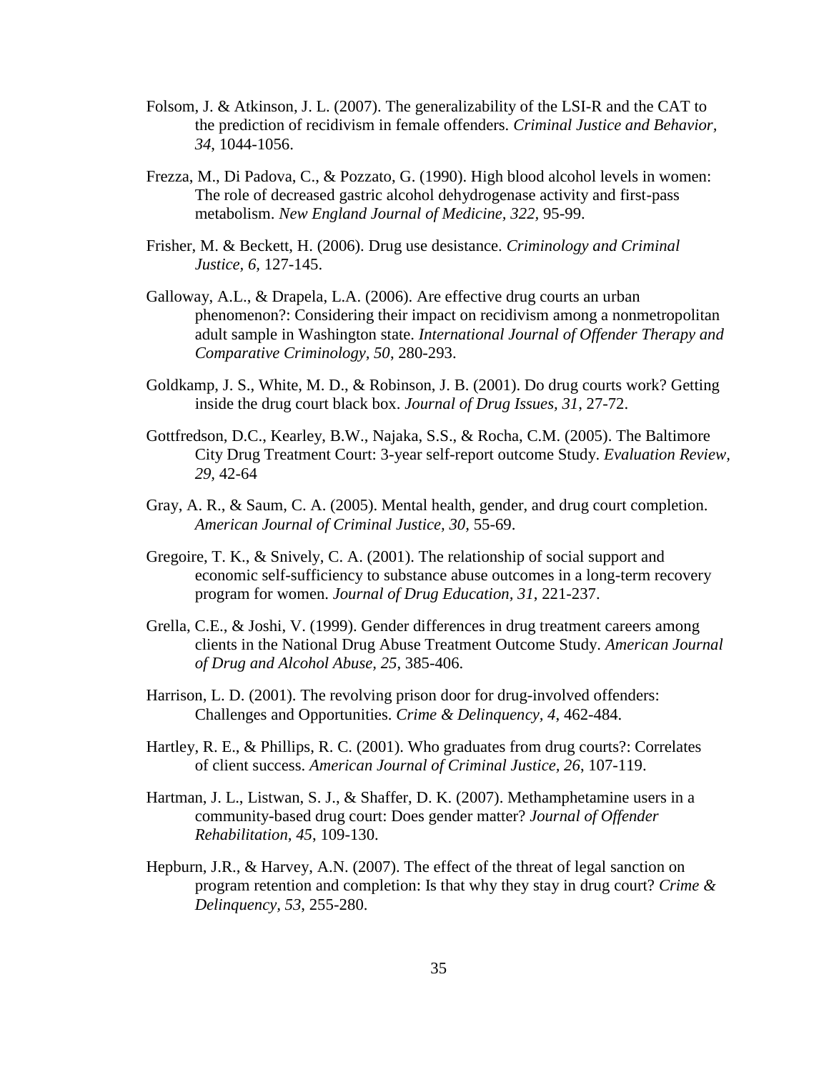Folsom, J. & Atkinson, J. L. (2007). The generalizability of the LSI-R and the CAT to the prediction of recidivism in female offenders. *Criminal Justice and Behavior, 34*, 1044-1056.

Frezza, M., Di Padova, C., & Pozzato, G. (1990). High blood alcohol levels in women: The role of decreased gastric alcohol dehydrogenase activity and first-pass metabolism. *New England Journal of Medicine, 322*, 95-99.

Frisher, M. & Beckett, H. (2006). Drug use desistance. *Criminology and Criminal Justice, 6*, 127-145.

Galloway, A.L., & Drapela, L.A. (2006). Are effective drug courts an urban phenomenon?: Considering their impact on recidivism among a nonmetropolitan adult sample in Washington state. *International Journal of Offender Therapy and Comparative Criminology, 50*, 280-293.

Goldkamp, J. S., White, M. D., & Robinson, J. B. (2001). Do drug courts work? Getting inside the drug court black box. *Journal of Drug Issues, 31*, 27-72.

Gottfredson, D.C., Kearley, B.W., Najaka, S.S., & Rocha, C.M. (2005). The Baltimore City Drug Treatment Court: 3-year self-report outcome Study. *Evaluation Review, 29*, 42-64

Gray, A. R., & Saum, C. A. (2005). Mental health, gender, and drug court completion. *American Journal of Criminal Justice, 30*, 55-69.

Gregoire, T. K., & Snively, C. A. (2001). The relationship of social support and economic self-sufficiency to substance abuse outcomes in a long-term recovery program for women. *Journal of Drug Education, 31*, 221-237.

Grella, C.E., & Joshi, V. (1999). Gender differences in drug treatment careers among clients in the National Drug Abuse Treatment Outcome Study. *American Journal of Drug and Alcohol Abuse, 25*, 385-406.

Harrison, L. D. (2001). The revolving prison door for drug-involved offenders: Challenges and Opportunities. *Crime & Delinquency, 4*, 462-484.

Hartley, R. E., & Phillips, R. C. (2001). Who graduates from drug courts?: Correlates of client success. *American Journal of Criminal Justice, 26*, 107-119.

Hartman, J. L., Listwan, S. J., & Shaffer, D. K. (2007). Methamphetamine users in a community-based drug court: Does gender matter? *Journal of Offender Rehabilitation, 45*, 109-130.

Hepburn, J.R., & Harvey, A.N. (2007). The effect of the threat of legal sanction on program retention and completion: Is that why they stay in drug court? *Crime & Delinquency, 53*, 255-280.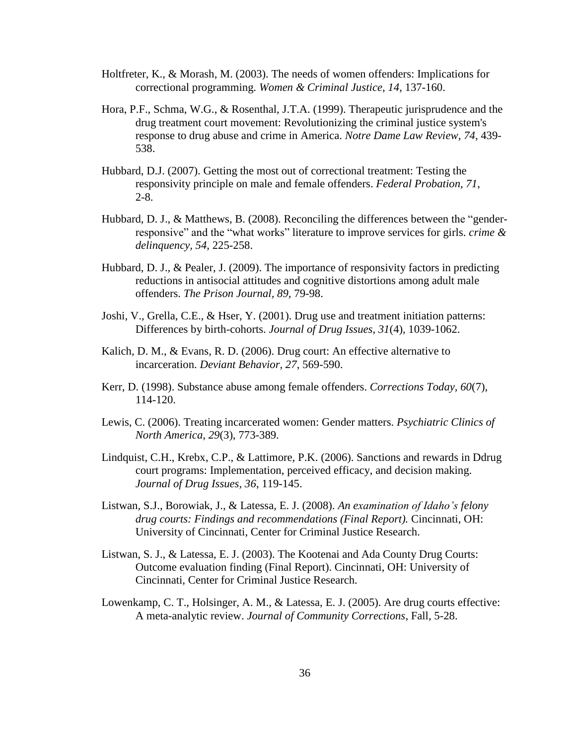Holtfreter, K., & Morash, M. (2003). The needs of women offenders: Implications for correctional programming. *Women & Criminal Justice, 14*, 137-160.

Hora, P.F., Schma, W.G., & Rosenthal, J.T.A. (1999). Therapeutic jurisprudence and the drug treatment court movement: Revolutionizing the criminal justice system's response to drug abuse and crime in America. *Notre Dame Law Review, 74*, 439-538.

Hubbard, D.J. (2007). Getting the most out of correctional treatment: Testing the responsivity principle on male and female offenders. *Federal Probation, 71*, 2-8.

Hubbard, D. J., & Matthews, B. (2008). Reconciling the differences between the "gender-responsive" and the "what works" literature to improve services for girls. *crime & delinquency, 54*, 225-258.

Hubbard, D. J., & Pealer, J. (2009). The importance of responsivity factors in predicting reductions in antisocial attitudes and cognitive distortions among adult male offenders. *The Prison Journal, 89*, 79-98.

Joshi, V., Grella, C.E., & Hser, Y. (2001). Drug use and treatment initiation patterns: Differences by birth-cohorts. *Journal of Drug Issues, 31*(4), 1039-1062.

Kalich, D. M., & Evans, R. D. (2006). Drug court: An effective alternative to incarceration. *Deviant Behavior, 27*, 569-590.

Kerr, D. (1998). Substance abuse among female offenders. *Corrections Today, 60*(7), 114-120.

Lewis, C. (2006). Treating incarcerated women: Gender matters. *Psychiatric Clinics of North America, 29*(3), 773-389.

Lindquist, C.H., Krebx, C.P., & Lattimore, P.K. (2006). Sanctions and rewards in Ddrug court programs: Implementation, perceived efficacy, and decision making. *Journal of Drug Issues, 36*, 119-145.

Listwan, S.J., Borowiak, J., & Latessa, E. J. (2008). *An examination of Idaho's felony drug courts: Findings and recommendations (Final Report).* Cincinnati, OH: University of Cincinnati, Center for Criminal Justice Research.

Listwan, S. J., & Latessa, E. J. (2003). The Kootenai and Ada County Drug Courts: Outcome evaluation finding (Final Report). Cincinnati, OH: University of Cincinnati, Center for Criminal Justice Research.

Lowenkamp, C. T., Holsinger, A. M., & Latessa, E. J. (2005). Are drug courts effective: A meta-analytic review. *Journal of Community Corrections*, Fall, 5-28.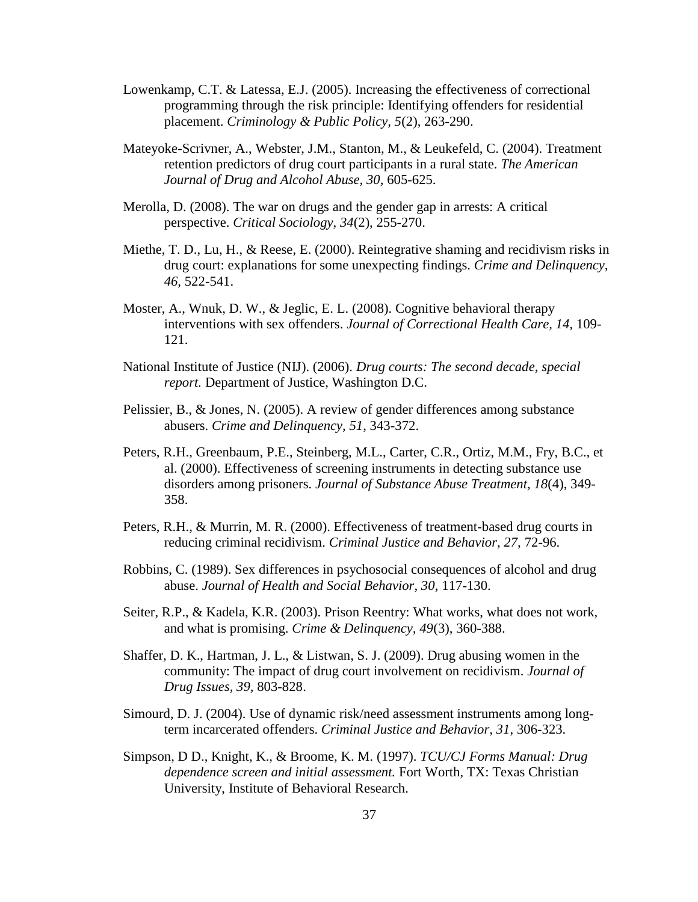Lowenkamp, C.T. & Latessa, E.J. (2005). Increasing the effectiveness of correctional programming through the risk principle: Identifying offenders for residential placement. *Criminology & Public Policy, 5*(2), 263-290.

Mateyoke-Scrivner, A., Webster, J.M., Stanton, M., & Leukefeld, C. (2004). Treatment retention predictors of drug court participants in a rural state. *The American Journal of Drug and Alcohol Abuse, 30*, 605-625.

Merolla, D. (2008). The war on drugs and the gender gap in arrests: A critical perspective. *Critical Sociology, 34*(2), 255-270.

Miethe, T. D., Lu, H., & Reese, E. (2000). Reintegrative shaming and recidivism risks in drug court: explanations for some unexpecting findings. *Crime and Delinquency, 46*, 522-541.

Moster, A., Wnuk, D. W., & Jeglic, E. L. (2008). Cognitive behavioral therapy interventions with sex offenders. *Journal of Correctional Health Care, 14,* 109-121.

National Institute of Justice (NIJ). (2006). *Drug courts: The second decade, special report.* Department of Justice, Washington D.C.

Pelissier, B., & Jones, N. (2005). A review of gender differences among substance abusers. *Crime and Delinquency, 51*, 343-372.

Peters, R.H., Greenbaum, P.E., Steinberg, M.L., Carter, C.R., Ortiz, M.M., Fry, B.C., et al. (2000). Effectiveness of screening instruments in detecting substance use disorders among prisoners. *Journal of Substance Abuse Treatment, 18*(4), 349-358.

Peters, R.H., & Murrin, M. R. (2000). Effectiveness of treatment-based drug courts in reducing criminal recidivism. *Criminal Justice and Behavior, 27,* 72-96.

Robbins, C. (1989). Sex differences in psychosocial consequences of alcohol and drug abuse. *Journal of Health and Social Behavior, 30*, 117-130.

Seiter, R.P., & Kadela, K.R. (2003). Prison Reentry: What works, what does not work, and what is promising. *Crime & Delinquency, 49*(3), 360-388.

Shaffer, D. K., Hartman, J. L., & Listwan, S. J. (2009). Drug abusing women in the community: The impact of drug court involvement on recidivism. *Journal of Drug Issues, 39*, 803-828.

Simourd, D. J. (2004). Use of dynamic risk/need assessment instruments among long-term incarcerated offenders. *Criminal Justice and Behavior, 31*, 306-323.

Simpson, D D., Knight, K., & Broome, K. M. (1997). *TCU/CJ Forms Manual: Drug dependence screen and initial assessment.* Fort Worth, TX: Texas Christian University, Institute of Behavioral Research.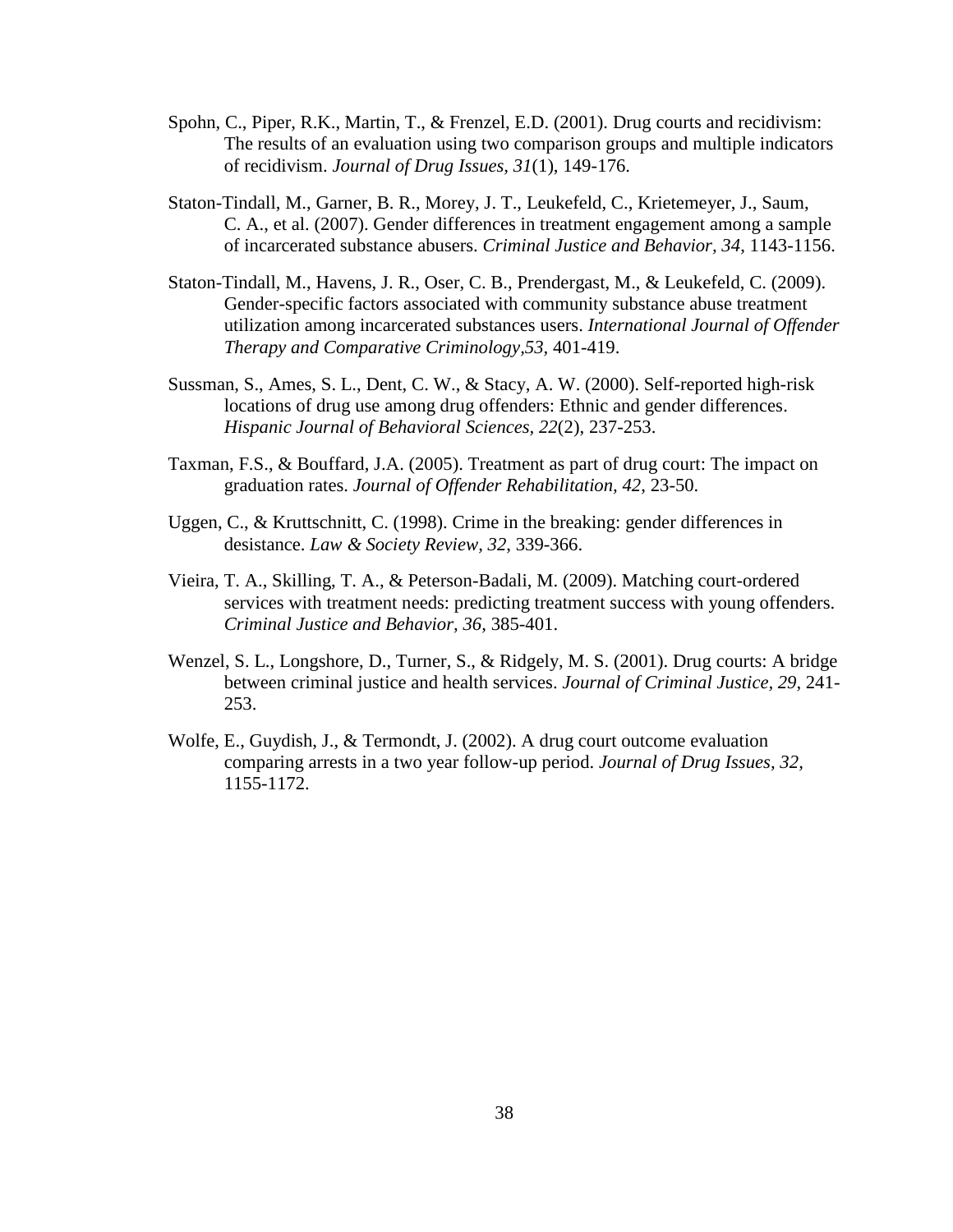Spohn, C., Piper, R.K., Martin, T., & Frenzel, E.D. (2001). Drug courts and recidivism: The results of an evaluation using two comparison groups and multiple indicators of recidivism. *Journal of Drug Issues, 31*(1), 149-176.

Staton-Tindall, M., Garner, B. R., Morey, J. T., Leukefeld, C., Krietemeyer, J., Saum, C. A., et al. (2007). Gender differences in treatment engagement among a sample of incarcerated substance abusers. *Criminal Justice and Behavior*, *34*, 1143-1156.

Staton-Tindall, M., Havens, J. R., Oser, C. B., Prendergast, M., & Leukefeld, C. (2009). Gender-specific factors associated with community substance abuse treatment utilization among incarcerated substances users. *International Journal of Offender Therapy and Comparative Criminology*,*53*, 401-419.

Sussman, S., Ames, S. L., Dent, C. W., & Stacy, A. W. (2000). Self-reported high-risk locations of drug use among drug offenders: Ethnic and gender differences. *Hispanic Journal of Behavioral Sciences*, *22*(2), 237-253.

Taxman, F.S., & Bouffard, J.A. (2005). Treatment as part of drug court: The impact on graduation rates. *Journal of Offender Rehabilitation, 42*, 23-50.

Uggen, C., & Kruttschnitt, C. (1998). Crime in the breaking: gender differences in desistance. *Law & Society Review*, *32*, 339-366.

Vieira, T. A., Skilling, T. A., & Peterson-Badali, M. (2009). Matching court-ordered services with treatment needs: predicting treatment success with young offenders. *Criminal Justice and Behavior*, *36*, 385-401.

Wenzel, S. L., Longshore, D., Turner, S., & Ridgely, M. S. (2001). Drug courts: A bridge between criminal justice and health services. *Journal of Criminal Justice, 29*, 241-253.

Wolfe, E., Guydish, J., & Termondt, J. (2002). A drug court outcome evaluation comparing arrests in a two year follow-up period. *Journal of Drug Issues, 32*, 1155-1172.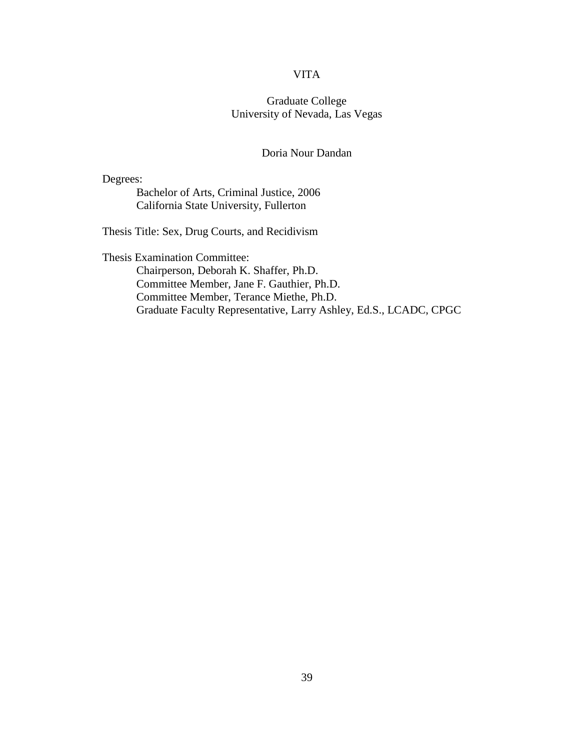# VITA

Graduate College
University of Nevada, Las Vegas

Doria Nour Dandan

Degrees:

Bachelor of Arts, Criminal Justice, 2006
California State University, Fullerton

Thesis Title: Sex, Drug Courts, and Recidivism

Thesis Examination Committee:

Chairperson, Deborah K. Shaffer, Ph.D.
Committee Member, Jane F. Gauthier, Ph.D.
Committee Member, Terance Miethe, Ph.D.
Graduate Faculty Representative, Larry Ashley, Ed.S., LCADC, CPGC